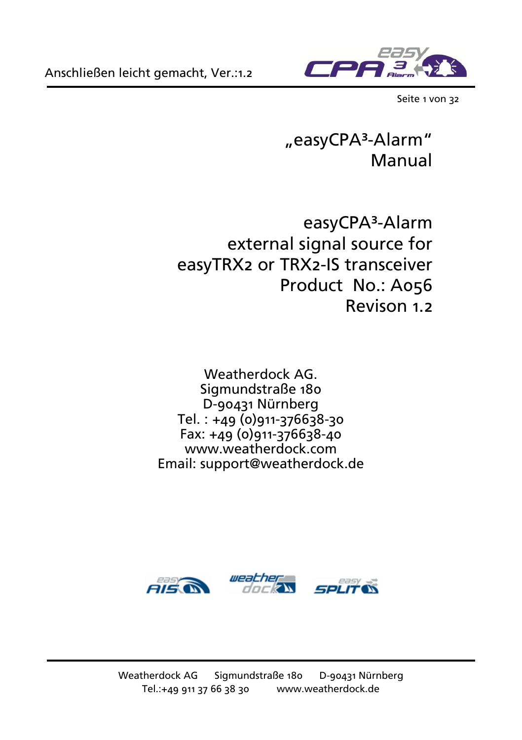# „easyCPA³-Alarm" Manual

## easyCPA³-Alarm external signal source for easyTRX2 or TRX2-IS transceiver Product No.: A056 Revison 1.2

Weatherdock AG.
Sigmundstraße 180
D-90431 Nürnberg
Tel. : +49 (0)911-376638-30
Fax: +49 (0)911-376638-40
www.weatherdock.com
Email: support@weatherdock.de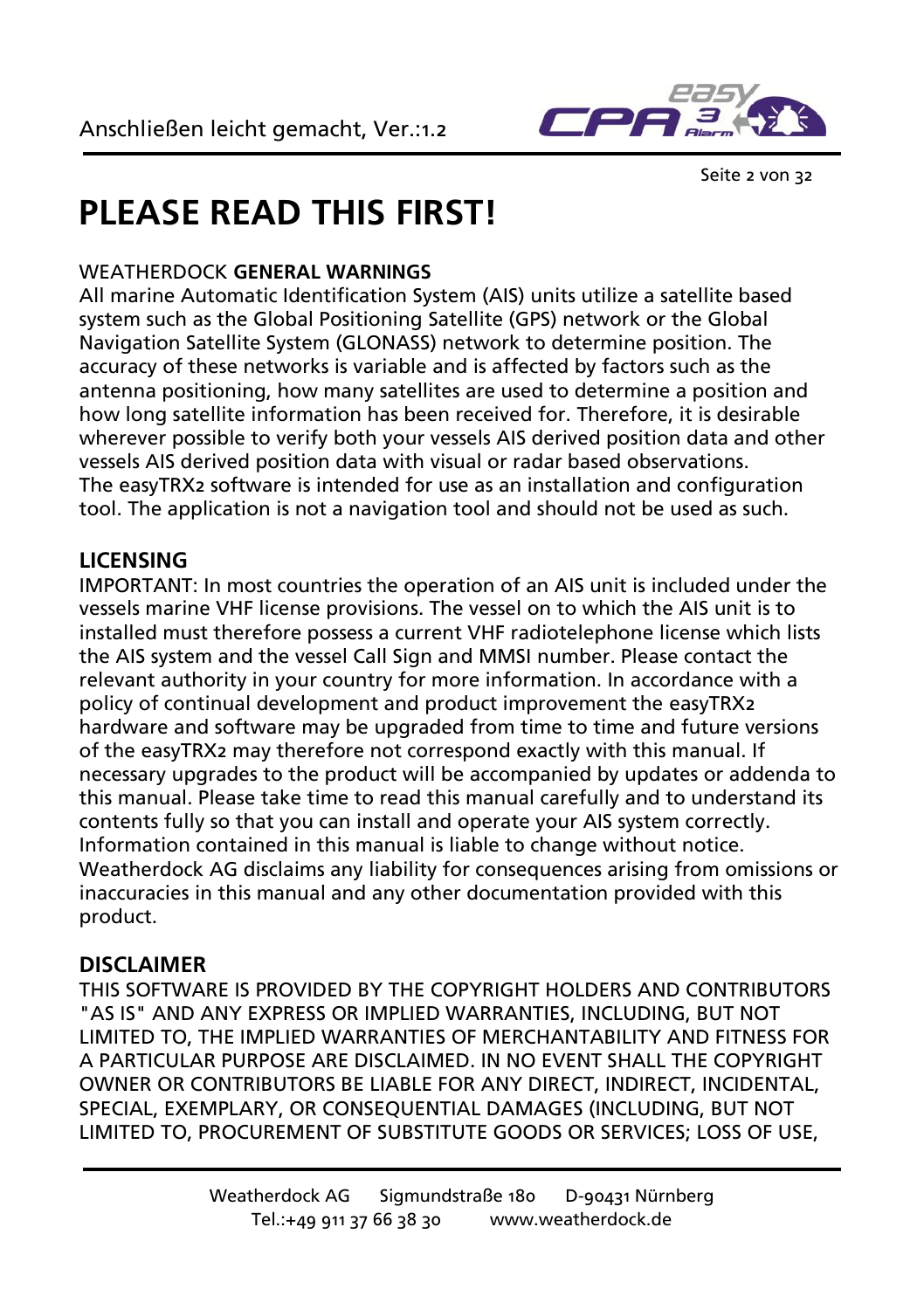# PLEASE READ THIS FIRST!

WEATHERDOCK **GENERAL WARNINGS**

All marine Automatic Identification System (AIS) units utilize a satellite based system such as the Global Positioning Satellite (GPS) network or the Global Navigation Satellite System (GLONASS) network to determine position. The accuracy of these networks is variable and is affected by factors such as the antenna positioning, how many satellites are used to determine a position and how long satellite information has been received for. Therefore, it is desirable wherever possible to verify both your vessels AIS derived position data and other vessels AIS derived position data with visual or radar based observations. The easyTRX2 software is intended for use as an installation and configuration tool. The application is not a navigation tool and should not be used as such.

## LICENSING

IMPORTANT: In most countries the operation of an AIS unit is included under the vessels marine VHF license provisions. The vessel on to which the AIS unit is to installed must therefore possess a current VHF radiotelephone license which lists the AIS system and the vessel Call Sign and MMSI number. Please contact the relevant authority in your country for more information. In accordance with a policy of continual development and product improvement the easyTRX2 hardware and software may be upgraded from time to time and future versions of the easyTRX2 may therefore not correspond exactly with this manual. If necessary upgrades to the product will be accompanied by updates or addenda to this manual. Please take time to read this manual carefully and to understand its contents fully so that you can install and operate your AIS system correctly. Information contained in this manual is liable to change without notice. Weatherdock AG disclaims any liability for consequences arising from omissions or inaccuracies in this manual and any other documentation provided with this product.

## DISCLAIMER

THIS SOFTWARE IS PROVIDED BY THE COPYRIGHT HOLDERS AND CONTRIBUTORS "AS IS" AND ANY EXPRESS OR IMPLIED WARRANTIES, INCLUDING, BUT NOT LIMITED TO, THE IMPLIED WARRANTIES OF MERCHANTABILITY AND FITNESS FOR A PARTICULAR PURPOSE ARE DISCLAIMED. IN NO EVENT SHALL THE COPYRIGHT OWNER OR CONTRIBUTORS BE LIABLE FOR ANY DIRECT, INDIRECT, INCIDENTAL, SPECIAL, EXEMPLARY, OR CONSEQUENTIAL DAMAGES (INCLUDING, BUT NOT LIMITED TO, PROCUREMENT OF SUBSTITUTE GOODS OR SERVICES; LOSS OF USE,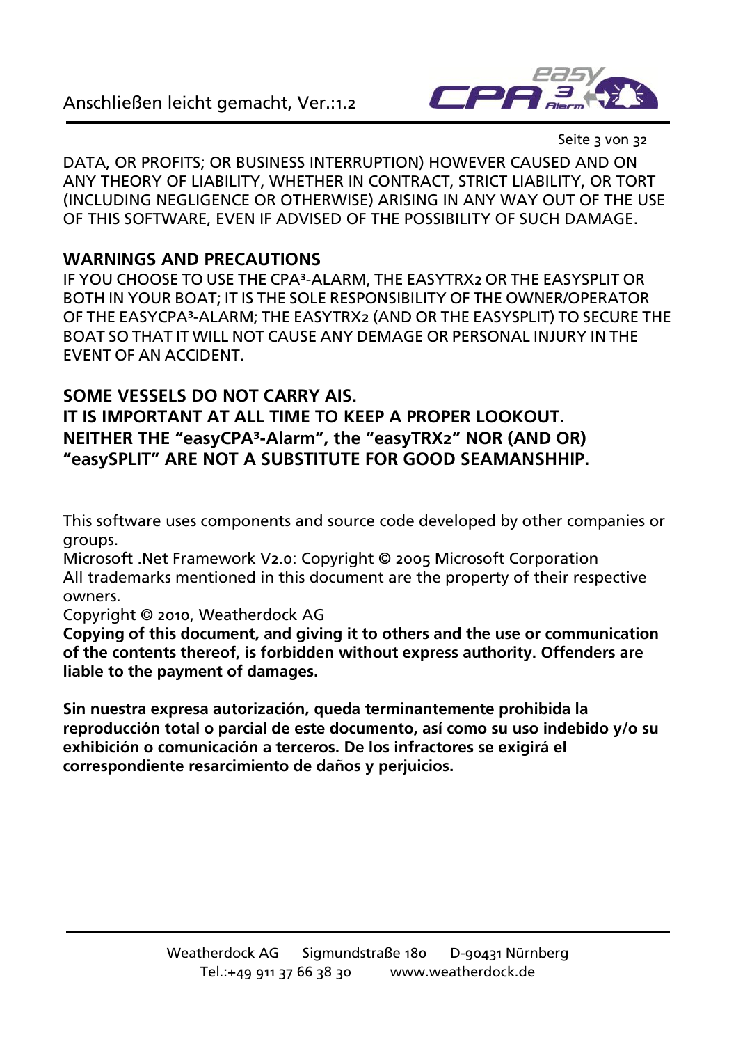DATA, OR PROFITS; OR BUSINESS INTERRUPTION) HOWEVER CAUSED AND ON ANY THEORY OF LIABILITY, WHETHER IN CONTRACT, STRICT LIABILITY, OR TORT (INCLUDING NEGLIGENCE OR OTHERWISE) ARISING IN ANY WAY OUT OF THE USE OF THIS SOFTWARE, EVEN IF ADVISED OF THE POSSIBILITY OF SUCH DAMAGE.

**WARNINGS AND PRECAUTIONS**

IF YOU CHOOSE TO USE THE CPA³-ALARM, THE EASYTRX2 OR THE EASYSPLIT OR BOTH IN YOUR BOAT; IT IS THE SOLE RESPONSIBILITY OF THE OWNER/OPERATOR OF THE EASYCPA³-ALARM; THE EASYTRX2 (AND OR THE EASYSPLIT) TO SECURE THE BOAT SO THAT IT WILL NOT CAUSE ANY DEMAGE OR PERSONAL INJURY IN THE EVENT OF AN ACCIDENT.

**<u>SOME VESSELS DO NOT CARRY AIS.</u>**
**IT IS IMPORTANT AT ALL TIME TO KEEP A PROPER LOOKOUT.**
**NEITHER THE "easyCPA³-Alarm", the "easyTRX2" NOR (AND OR) "easySPLIT" ARE NOT A SUBSTITUTE FOR GOOD SEAMANSHHIP.**

This software uses components and source code developed by other companies or groups.
Microsoft .Net Framework V2.0: Copyright © 2005 Microsoft Corporation
All trademarks mentioned in this document are the property of their respective owners.
Copyright © 2010, Weatherdock AG
**Copying of this document, and giving it to others and the use or communication of the contents thereof, is forbidden without express authority. Offenders are liable to the payment of damages.**

**Sin nuestra expresa autorización, queda terminantemente prohibida la reproducción total o parcial de este documento, así como su uso indebido y/o su exhibición o comunicación a terceros. De los infractores se exigirá el correspondiente resarcimiento de daños y perjuicios.**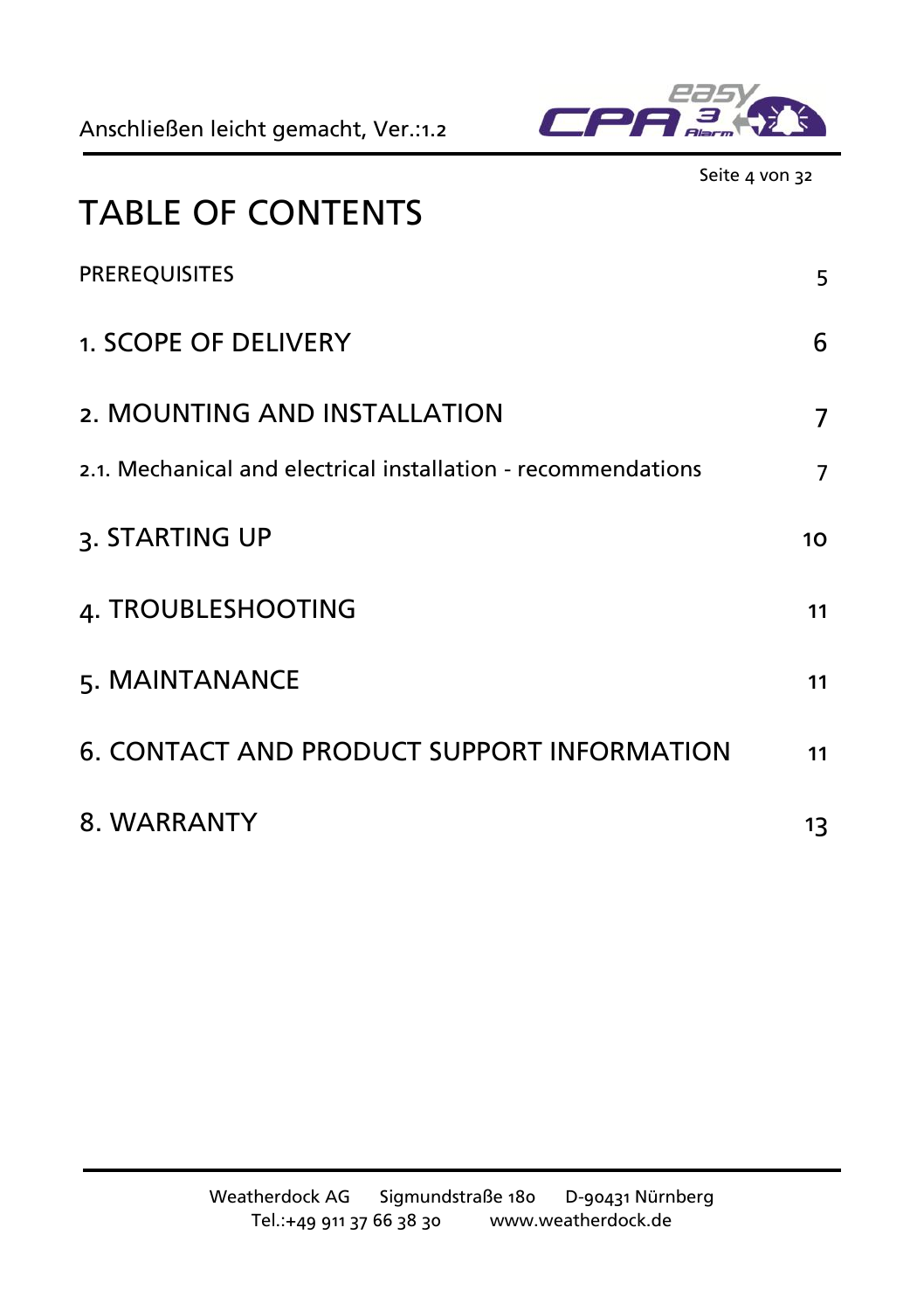# TABLE OF CONTENTS

| | |
|---|---|
| PREREQUISITES | 5 |
| 1. SCOPE OF DELIVERY | 6 |
| 2. MOUNTING AND INSTALLATION | 7 |
| 2.1. Mechanical and electrical installation - recommendations | 7 |
| 3. STARTING UP | 10 |
| 4. TROUBLESHOOTING | 11 |
| 5. MAINTANANCE | 11 |
| 6. CONTACT AND PRODUCT SUPPORT INFORMATION | 11 |
| 8. WARRANTY | 13 |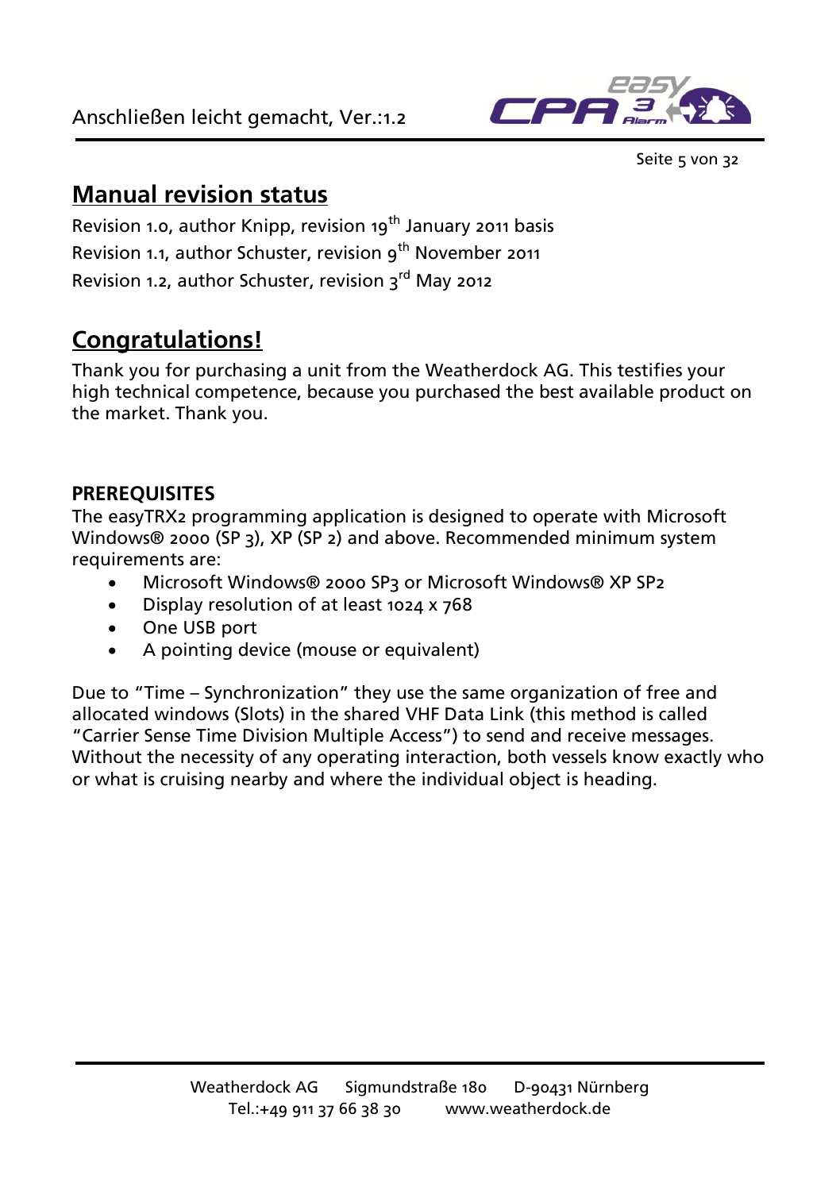## Manual revision status

Revision 1.0, author Knipp, revision 19th January 2011 basis

Revision 1.1, author Schuster, revision 9th November 2011

Revision 1.2, author Schuster, revision 3rd May 2012

## Congratulations!

Thank you for purchasing a unit from the Weatherdock AG. This testifies your high technical competence, because you purchased the best available product on the market. Thank you.

**PREREQUISITES**

The easyTRX2 programming application is designed to operate with Microsoft Windows® 2000 (SP 3), XP (SP 2) and above. Recommended minimum system requirements are:

- Microsoft Windows® 2000 SP3 or Microsoft Windows® XP SP2
- Display resolution of at least 1024 x 768
- One USB port
- A pointing device (mouse or equivalent)

Due to "Time – Synchronization" they use the same organization of free and allocated windows (Slots) in the shared VHF Data Link (this method is called "Carrier Sense Time Division Multiple Access") to send and receive messages. Without the necessity of any operating interaction, both vessels know exactly who or what is cruising nearby and where the individual object is heading.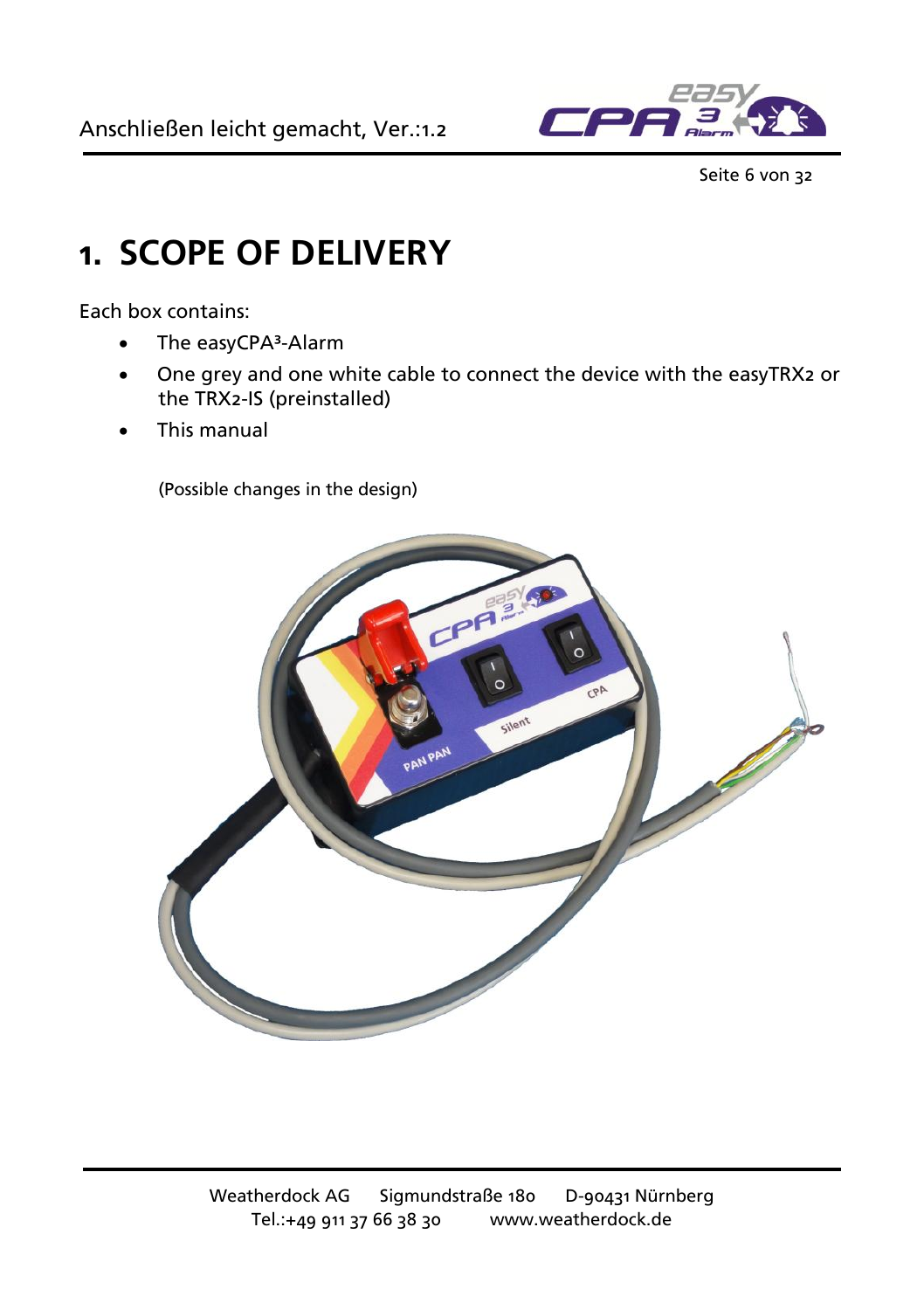# 1. SCOPE OF DELIVERY

Each box contains:

- The easyCPA³-Alarm
- One grey and one white cable to connect the device with the easyTRX2 or the TRX2-IS (preinstalled)
- This manual

(Possible changes in the design)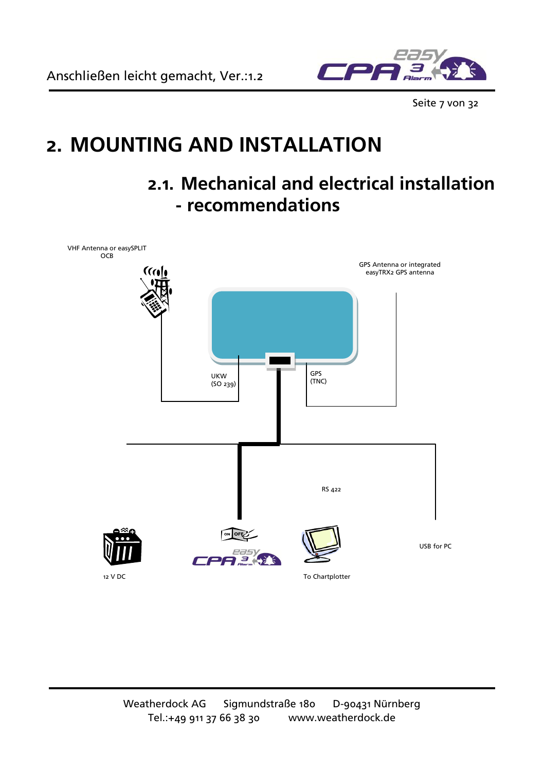# 2. MOUNTING AND INSTALLATION

## 2.1. Mechanical and electrical installation - recommendations

VHF Antenna or easySPLIT OCB

GPS Antenna or integrated easyTRX2 GPS antenna

UKW (SO 239)

GPS (TNC)

RS 422

12 V DC

To Chartplotter

USB for PC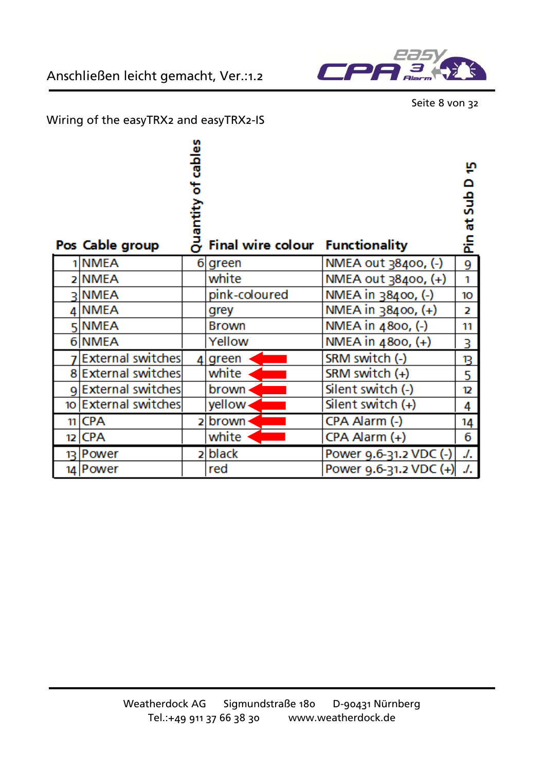Wiring of the easyTRX2 and easyTRX2-IS

| Pos | Cable group | Quantity of cables | Final wire colour | Functionality | Pin at Sub D 15 |
|---|---|---|---|---|---|
| 1 | NMEA | 6 | green | NMEA out 38400, (-) | 9 |
| 2 | NMEA | | white | NMEA out 38400, (+) | 1 |
| 3 | NMEA | | pink-coloured | NMEA in 38400, (-) | 10 |
| 4 | NMEA | | grey | NMEA in 38400, (+) | 2 |
| 5 | NMEA | | Brown | NMEA in 4800, (-) | 11 |
| 6 | NMEA | | Yellow | NMEA in 4800, (+) | 3 |
| 7 | External switches | 4 | green | SRM switch (-) | 13 |
| 8 | External switches | | white | SRM switch (+) | 5 |
| 9 | External switches | | brown | Silent switch (-) | 12 |
| 10 | External switches | | yellow | Silent switch (+) | 4 |
| 11 | CPA | 2 | brown | CPA Alarm (-) | 14 |
| 12 | CPA | | white | CPA Alarm (+) | 6 |
| 13 | Power | 2 | black | Power 9.6-31.2 VDC (-) | ./. |
| 14 | Power | | red | Power 9.6-31.2 VDC (+) | ./. |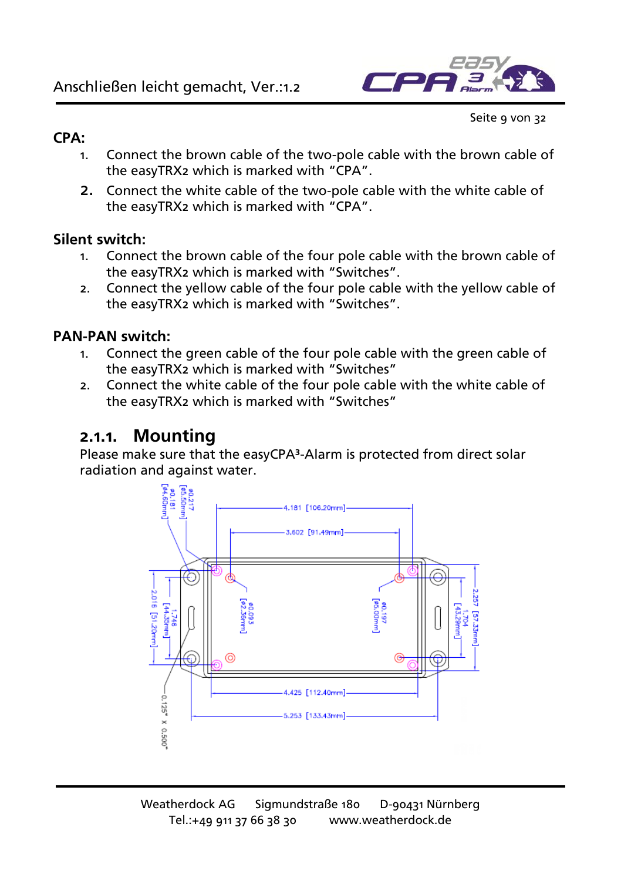**CPA:**

1. Connect the brown cable of the two-pole cable with the brown cable of the easyTRX2 which is marked with "CPA".
2. Connect the white cable of the two-pole cable with the white cable of the easyTRX2 which is marked with "CPA".

**Silent switch:**

1. Connect the brown cable of the four pole cable with the brown cable of the easyTRX2 which is marked with "Switches".
2. Connect the yellow cable of the four pole cable with the yellow cable of the easyTRX2 which is marked with "Switches".

**PAN-PAN switch:**

1. Connect the green cable of the four pole cable with the green cable of the easyTRX2 which is marked with "Switches"
2. Connect the white cable of the four pole cable with the white cable of the easyTRX2 which is marked with "Switches"

### 2.1.1. Mounting

Please make sure that the easyCPA³-Alarm is protected from direct solar radiation and against water.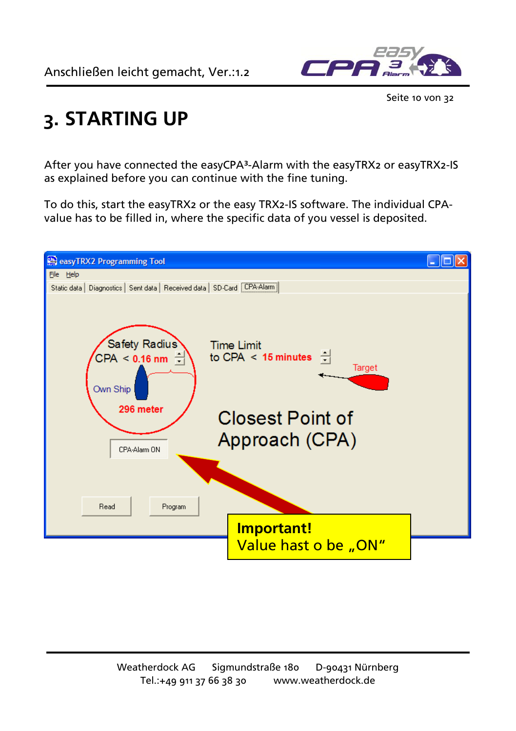# 3. STARTING UP

After you have connected the easyCPA³-Alarm with the easyTRX2 or easyTRX2-IS as explained before you can continue with the fine tuning.

To do this, start the easyTRX2 or the easy TRX2-IS software. The individual CPA-value has to be filled in, where the specific data of you vessel is deposited.

easyTRX2 Programming Tool

File Help

Static data | Diagnostics | Sent data | Received data | SD-Card | CPA-Alarm

Safety Radius
CPA < 0.16 nm

Own Ship

296 meter

Time Limit
to CPA < 15 minutes

Target

Closest Point of Approach (CPA)

CPA-Alarm ON

Read | Program

**Important!**
Value hast o be „ON"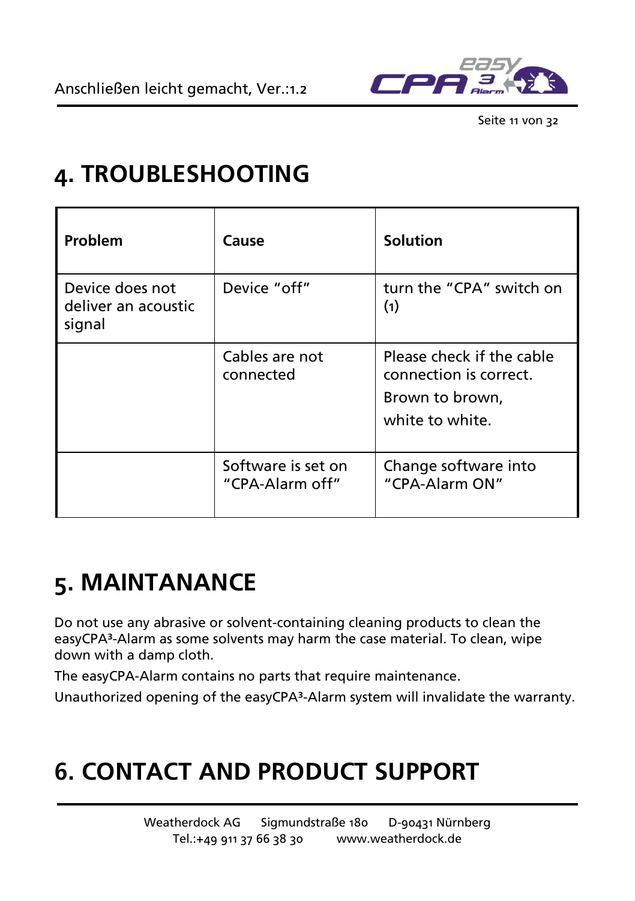# 4. TROUBLESHOOTING

| Problem | Cause | Solution |
|---|---|---|
| Device does not deliver an acoustic signal | Device “off” | turn the “CPA” switch on (1) |
| | Cables are not connected | Please check if the cable connection is correct. Brown to brown, white to white. |
| | Software is set on “CPA-Alarm off” | Change software into “CPA-Alarm ON” |

# 5. MAINTANANCE

Do not use any abrasive or solvent-containing cleaning products to clean the easyCPA³-Alarm as some solvents may harm the case material. To clean, wipe down with a damp cloth.

The easyCPA-Alarm contains no parts that require maintenance.

Unauthorized opening of the easyCPA³-Alarm system will invalidate the warranty.

# 6. CONTACT AND PRODUCT SUPPORT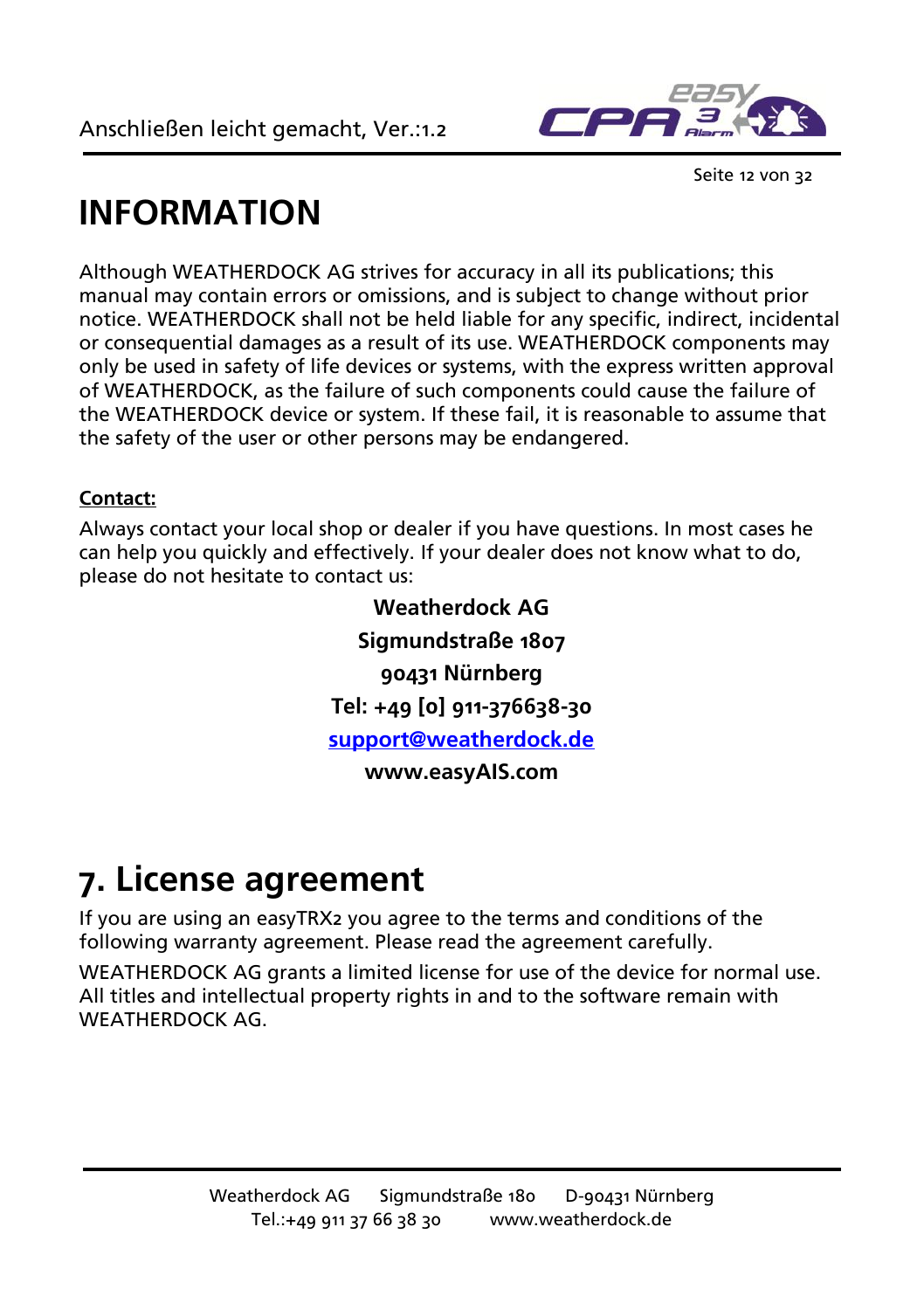# INFORMATION

Although WEATHERDOCK AG strives for accuracy in all its publications; this manual may contain errors or omissions, and is subject to change without prior notice. WEATHERDOCK shall not be held liable for any specific, indirect, incidental or consequential damages as a result of its use. WEATHERDOCK components may only be used in safety of life devices or systems, with the express written approval of WEATHERDOCK, as the failure of such components could cause the failure of the WEATHERDOCK device or system. If these fail, it is reasonable to assume that the safety of the user or other persons may be endangered.

**Contact:**

Always contact your local shop or dealer if you have questions. In most cases he can help you quickly and effectively. If your dealer does not know what to do, please do not hesitate to contact us:

**Weatherdock AG**

**Sigmundstraße 1807**

**90431 Nürnberg**

**Tel: +49 [0] 911-376638-30**

**support@weatherdock.de**

**www.easyAIS.com**

# 7. License agreement

If you are using an easyTRX2 you agree to the terms and conditions of the following warranty agreement. Please read the agreement carefully.

WEATHERDOCK AG grants a limited license for use of the device for normal use. All titles and intellectual property rights in and to the software remain with WEATHERDOCK AG.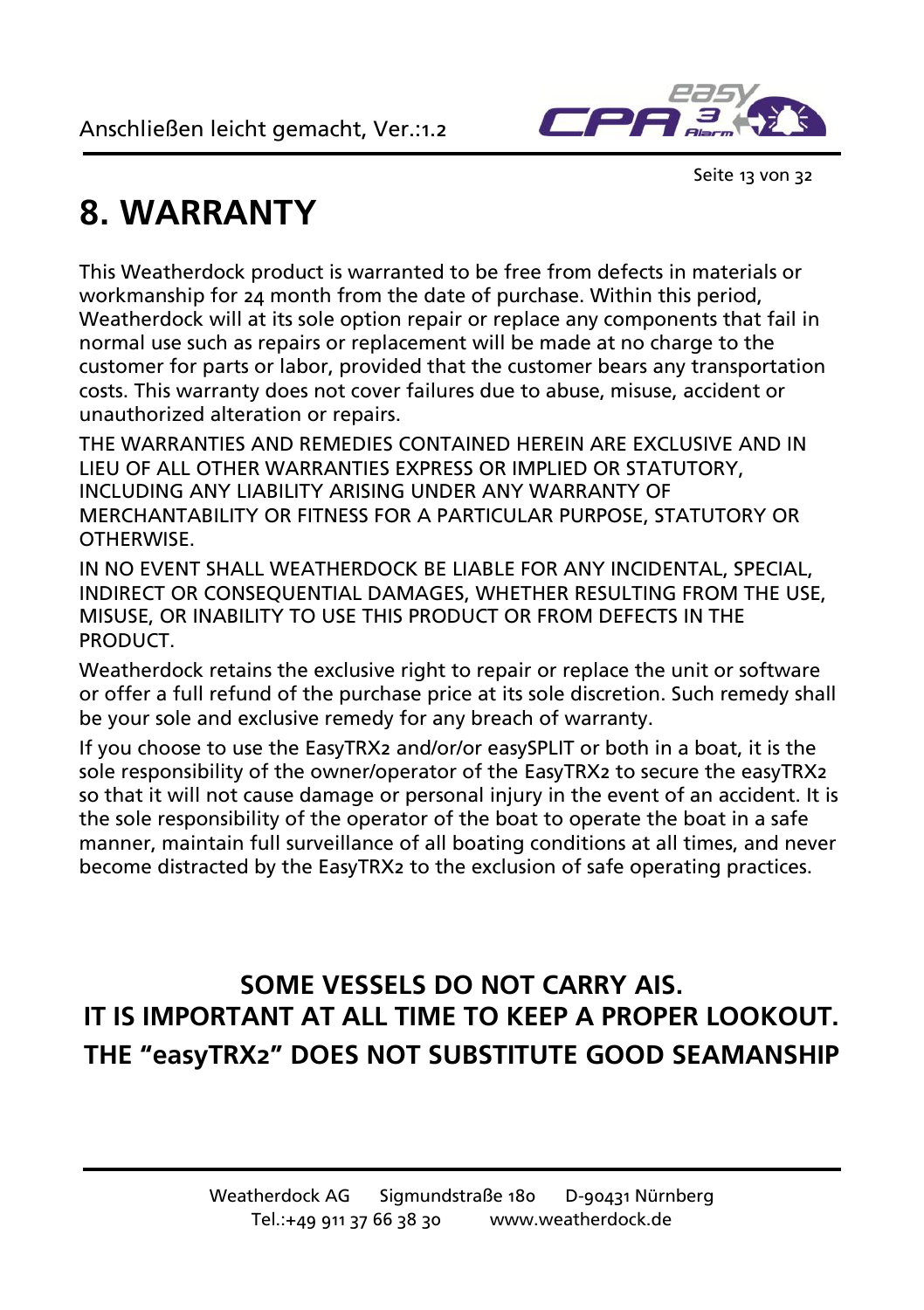# 8. WARRANTY

This Weatherdock product is warranted to be free from defects in materials or workmanship for 24 month from the date of purchase. Within this period, Weatherdock will at its sole option repair or replace any components that fail in normal use such as repairs or replacement will be made at no charge to the customer for parts or labor, provided that the customer bears any transportation costs. This warranty does not cover failures due to abuse, misuse, accident or unauthorized alteration or repairs.

THE WARRANTIES AND REMEDIES CONTAINED HEREIN ARE EXCLUSIVE AND IN LIEU OF ALL OTHER WARRANTIES EXPRESS OR IMPLIED OR STATUTORY, INCLUDING ANY LIABILITY ARISING UNDER ANY WARRANTY OF MERCHANTABILITY OR FITNESS FOR A PARTICULAR PURPOSE, STATUTORY OR OTHERWISE.

IN NO EVENT SHALL WEATHERDOCK BE LIABLE FOR ANY INCIDENTAL, SPECIAL, INDIRECT OR CONSEQUENTIAL DAMAGES, WHETHER RESULTING FROM THE USE, MISUSE, OR INABILITY TO USE THIS PRODUCT OR FROM DEFECTS IN THE PRODUCT.

Weatherdock retains the exclusive right to repair or replace the unit or software or offer a full refund of the purchase price at its sole discretion. Such remedy shall be your sole and exclusive remedy for any breach of warranty.

If you choose to use the EasyTRX2 and/or/or easySPLIT or both in a boat, it is the sole responsibility of the owner/operator of the EasyTRX2 to secure the easyTRX2 so that it will not cause damage or personal injury in the event of an accident. It is the sole responsibility of the operator of the boat to operate the boat in a safe manner, maintain full surveillance of all boating conditions at all times, and never become distracted by the EasyTRX2 to the exclusion of safe operating practices.

**SOME VESSELS DO NOT CARRY AIS.**
**IT IS IMPORTANT AT ALL TIME TO KEEP A PROPER LOOKOUT.**
**THE “easyTRX2” DOES NOT SUBSTITUTE GOOD SEAMANSHIP**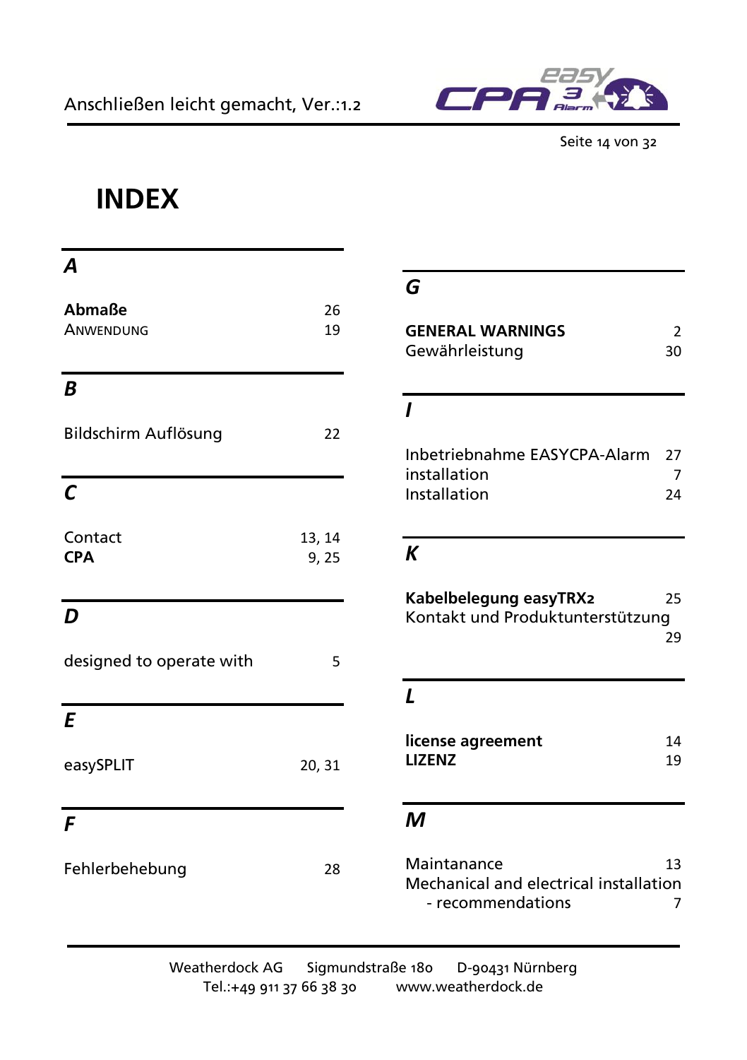# INDEX

### *A*

**Abmaße** 26
ANWENDUNG 19

### *B*

Bildschirm Auflösung 22

### *C*

Contact 13, 14
**CPA** 9, 25

### *D*

designed to operate with 5

### *E*

easySPLIT 20, 31

### *F*

Fehlerbehebung 28

### *G*

**GENERAL WARNINGS** 2
Gewährleistung 30

### *I*

Inbetriebnahme EASYCPA-Alarm 27
installation 7
Installation 24

### *K*

**Kabelbelegung easyTRX2** 25
Kontakt und Produktunterstützung 29

### *L*

**license agreement** 14
**LIZENZ** 19

### *M*

Maintanance 13
Mechanical and electrical installation
- recommendations 7

Weatherdock AG Sigmundstraße 180 D-90431 Nürnberg
Tel.:+49 911 37 66 38 30 www.weatherdock.de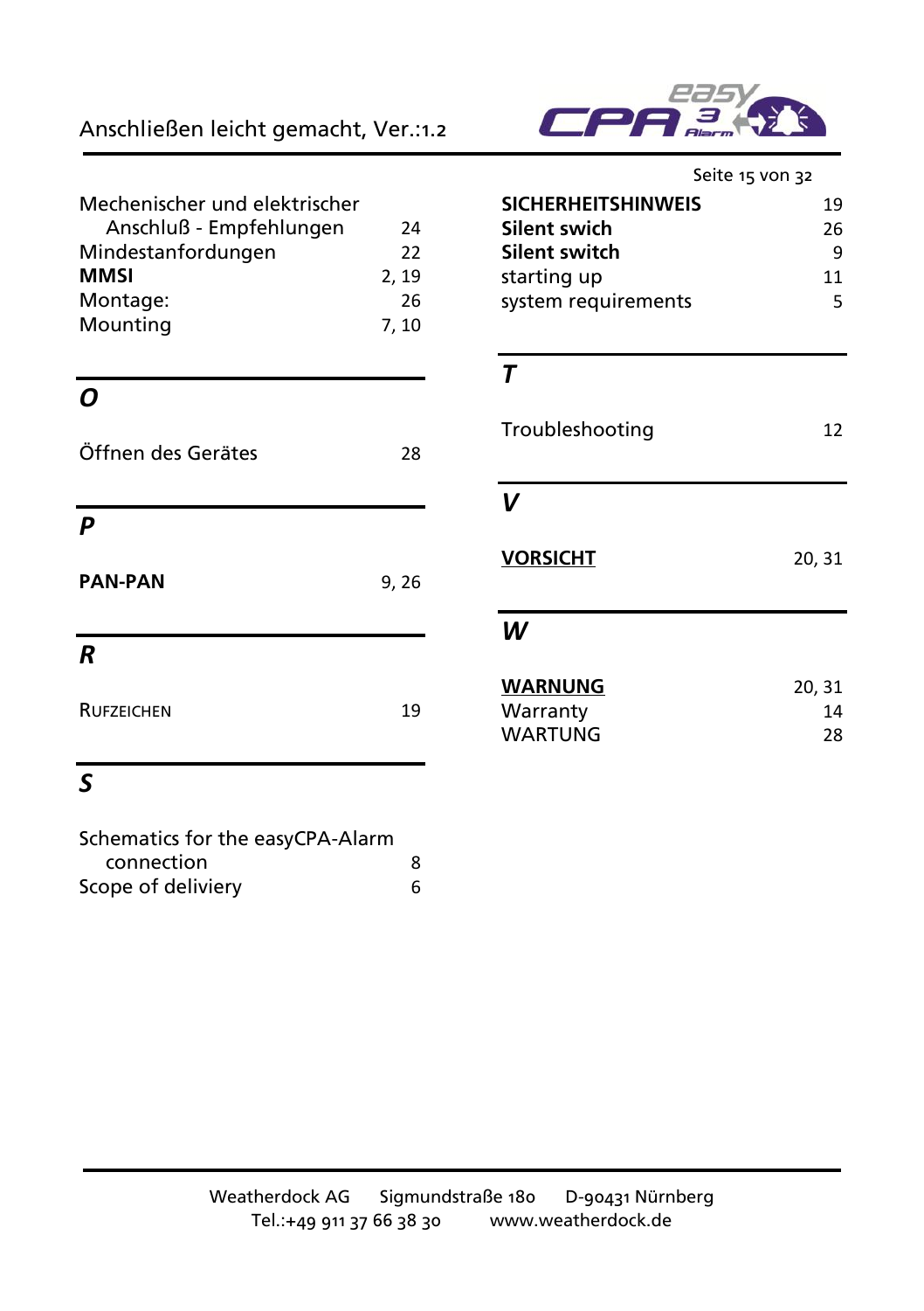Mechenischer und elektrischer Anschluß - Empfehlungen 24
Mindestanfordungen 22
**MMSI** 2, 19
Montage: 26
Mounting 7, 10

## *O*

Öffnen des Gerätes 28

## *P*

**PAN-PAN** 9, 26

## *R*

RUFZEICHEN 19

## *S*

Schematics for the easyCPA-Alarm connection 8
Scope of deliviery 6
**SICHERHEITSHINWEIS** 19
**Silent swich** 26
**Silent switch** 9
starting up 11
system requirements 5

## *T*

Troubleshooting 12

## *V*

**VORSICHT** 20, 31

## *W*

**WARNUNG** 20, 31
Warranty 14
WARTUNG 28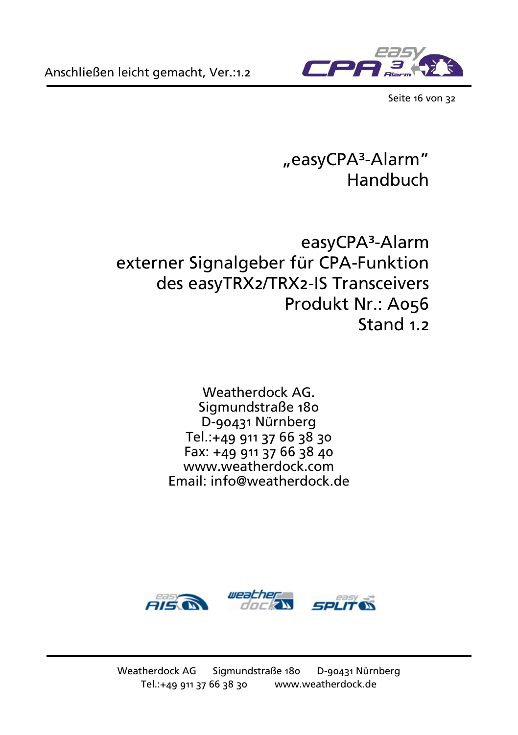# „easyCPA³-Alarm"
# Handbuch

## easyCPA³-Alarm
## externer Signalgeber für CPA-Funktion
## des easyTRX2/TRX2-IS Transceivers
## Produkt Nr.: A056
## Stand 1.2

Weatherdock AG.
Sigmundstraße 180
D-90431 Nürnberg
Tel.:+49 911 37 66 38 30
Fax: +49 911 37 66 38 40
www.weatherdock.com
Email: info@weatherdock.de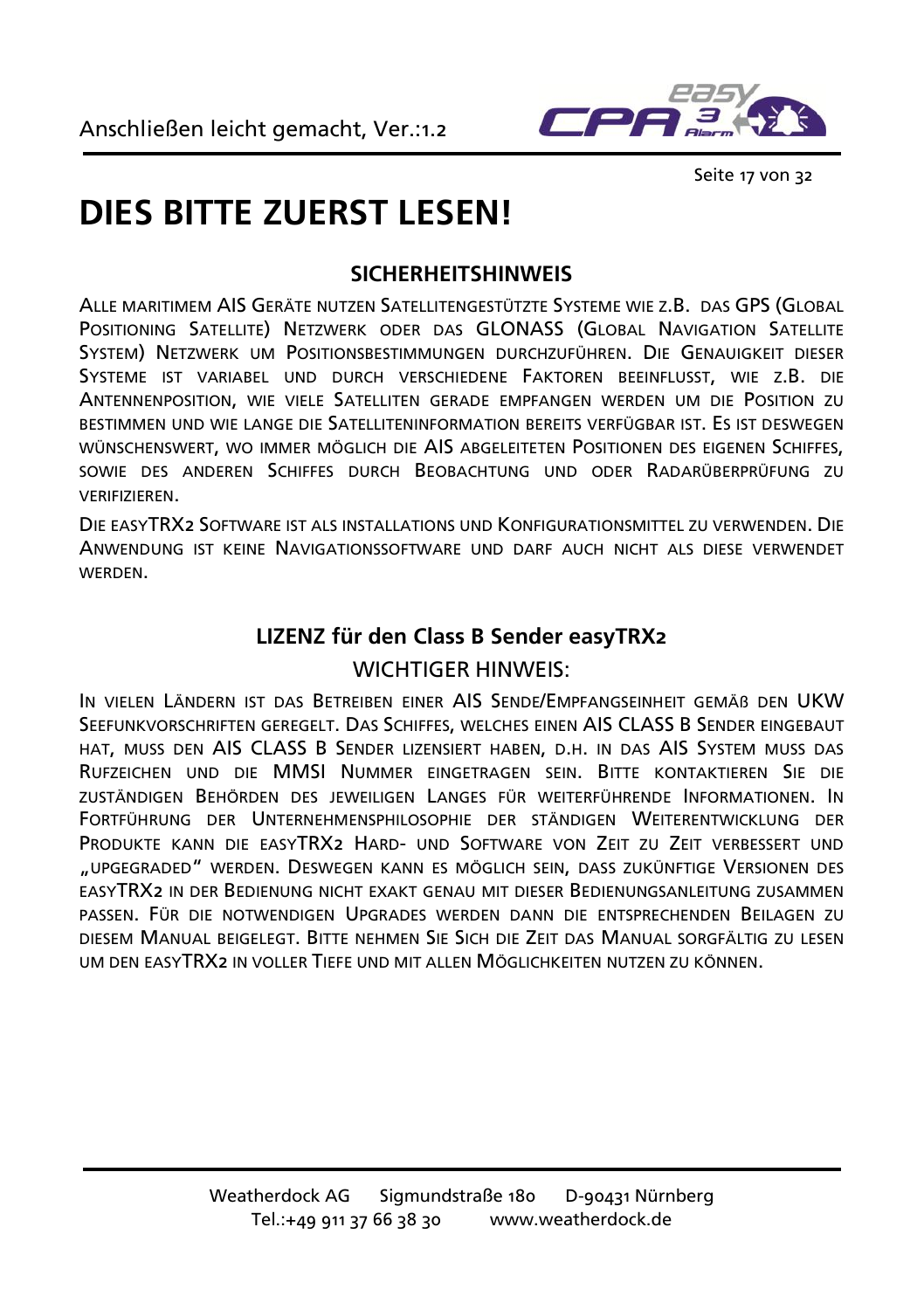# DIES BITTE ZUERST LESEN!

## SICHERHEITSHINWEIS

ALLE MARITIMEM AIS GERÄTE NUTZEN SATELLITENGESTÜTZTE SYSTEME WIE Z.B. DAS GPS (GLOBAL POSITIONING SATELLITE) NETZWERK ODER DAS GLONASS (GLOBAL NAVIGATION SATELLITE SYSTEM) NETZWERK UM POSITIONSBESTIMMUNGEN DURCHZUFÜHREN. DIE GENAUIGKEIT DIESER SYSTEME IST VARIABEL UND DURCH VERSCHIEDENE FAKTOREN BEEINFLUSST, WIE Z.B. DIE ANTENNENPOSITION, WIE VIELE SATELLITEN GERADE EMPFANGEN WERDEN UM DIE POSITION ZU BESTIMMEN UND WIE LANGE DIE SATELLITENINFORMATION BEREITS VERFÜGBAR IST. ES IST DESWEGEN WÜNSCHENSWERT, WO IMMER MÖGLICH DIE AIS ABGELEITETEN POSITIONEN DES EIGENEN SCHIFFES, SOWIE DES ANDEREN SCHIFFES DURCH BEOBACHTUNG UND ODER RADARÜBERPRÜFUNG ZU VERIFIZIEREN.

DIE EASYTRX2 SOFTWARE IST ALS INSTALLATIONS UND KONFIGURATIONSMITTEL ZU VERWENDEN. DIE ANWENDUNG IST KEINE NAVIGATIONSSOFTWARE UND DARF AUCH NICHT ALS DIESE VERWENDET WERDEN.

## LIZENZ für den Class B Sender easyTRX2

WICHTIGER HINWEIS:

IN VIELEN LÄNDERN IST DAS BETREIBEN EINER AIS SENDE/EMPFANGSEINHEIT GEMÄß DEN UKW SEEFUNKVORSCHRIFTEN GEREGELT. DAS SCHIFFES, WELCHES EINEN AIS CLASS B SENDER EINGEBAUT HAT, MUSS DEN AIS CLASS B SENDER LIZENSIERT HABEN, D.H. IN DAS AIS SYSTEM MUSS DAS RUFZEICHEN UND DIE MMSI NUMMER EINGETRAGEN SEIN. BITTE KONTAKTIEREN SIE DIE ZUSTÄNDIGEN BEHÖRDEN DES JEWEILIGEN LANGES FÜR WEITERFÜHRENDE INFORMATIONEN. IN FORTFÜHRUNG DER UNTERNEHMENSPHILOSOPHIE DER STÄNDIGEN WEITERENTWICKLUNG DER PRODUKTE KANN DIE EASYTRX2 HARD- UND SOFTWARE VON ZEIT ZU ZEIT VERBESSERT UND „UPGEGRADED" WERDEN. DESWEGEN KANN ES MÖGLICH SEIN, DASS ZUKÜNFTIGE VERSIONEN DES EASYTRX2 IN DER BEDIENUNG NICHT EXAKT GENAU MIT DIESER BEDIENUNGSANLEITUNG ZUSAMMEN PASSEN. FÜR DIE NOTWENDIGEN UPGRADES WERDEN DANN DIE ENTSPRECHENDEN BEILAGEN ZU DIESEM MANUAL BEIGELEGT. BITTE NEHMEN SIE SICH DIE ZEIT DAS MANUAL SORGFÄLTIG ZU LESEN UM DEN EASYTRX2 IN VOLLER TIEFE UND MIT ALLEN MÖGLICHKEITEN NUTZEN ZU KÖNNEN.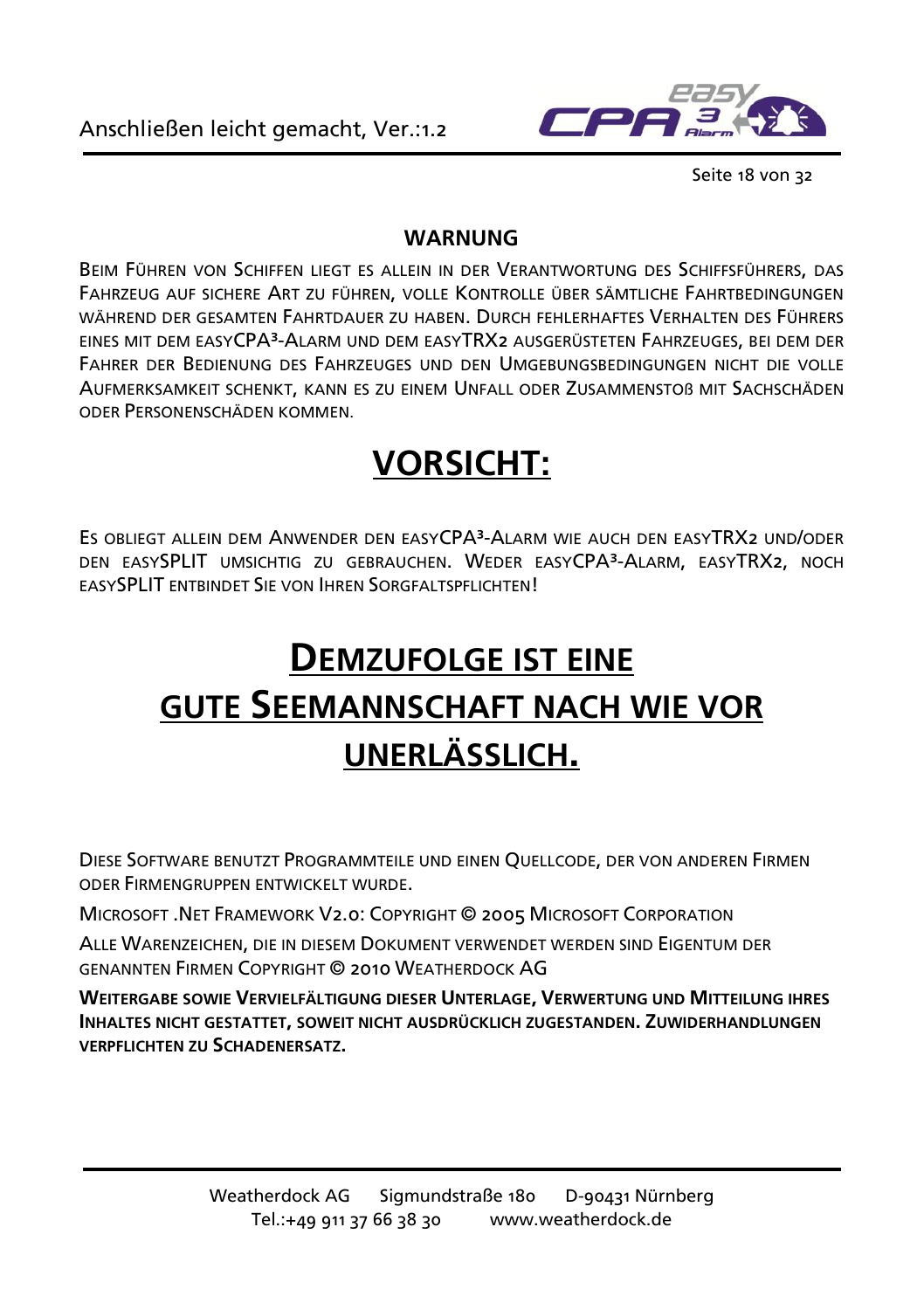## WARNUNG

Beim Führen von Schiffen liegt es allein in der Verantwortung des Schiffsführers, das Fahrzeug auf sichere Art zu führen, volle Kontrolle über sämtliche Fahrtbedingungen während der gesamten Fahrtdauer zu haben. Durch fehlerhaftes Verhalten des Führers eines mit dem easyCPA³-Alarm und dem easyTRX2 ausgerüsteten Fahrzeuges, bei dem der Fahrer der Bedienung des Fahrzeuges und den Umgebungsbedingungen nicht die volle Aufmerksamkeit schenkt, kann es zu einem Unfall oder Zusammenstoß mit Sachschäden oder Personenschäden kommen.

# VORSICHT:

Es obliegt allein dem Anwender den easyCPA³-Alarm wie auch den easyTRX2 und/oder den easySPLIT umsichtig zu gebrauchen. Weder easyCPA³-Alarm, easyTRX2, noch easySPLIT entbindet Sie von Ihren Sorgfaltspflichten!

# Demzufolge ist eine gute Seemannschaft nach wie vor unerlässlich.

Diese Software benutzt Programmteile und einen Quellcode, der von anderen Firmen oder Firmengruppen entwickelt wurde.

Microsoft .Net Framework V2.0: Copyright © 2005 Microsoft Corporation

Alle Warenzeichen, die in diesem Dokument verwendet werden sind Eigentum der genannten Firmen Copyright © 2010 Weatherdock AG

**Weitergabe sowie Vervielfältigung dieser Unterlage, Verwertung und Mitteilung ihres Inhaltes nicht gestattet, soweit nicht ausdrücklich zugestanden. Zuwiderhandlungen verpflichten zu Schadenersatz.**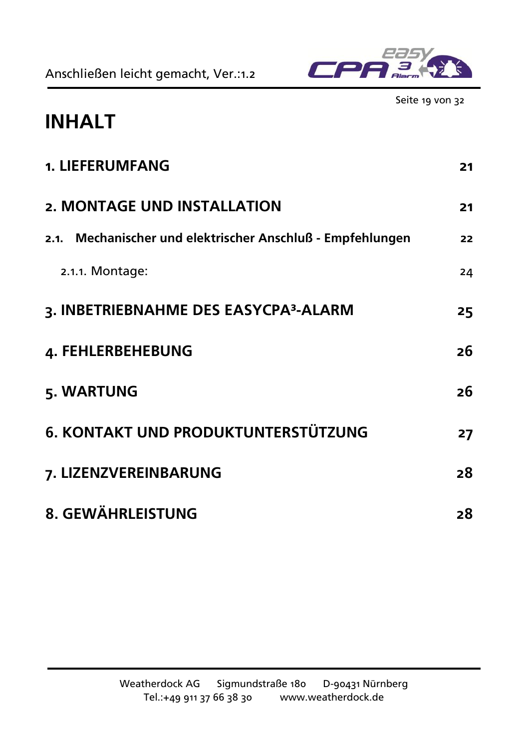# INHALT

| | |
|---|---|
| **1. LIEFERUMFANG** | **21** |
| **2. MONTAGE UND INSTALLATION** | **21** |
| **2.1. Mechanischer und elektrischer Anschluß - Empfehlungen** | **22** |
| 2.1.1. Montage: | 24 |
| **3. INBETRIEBNAHME DES EASYCPA³-ALARM** | **25** |
| **4. FEHLERBEHEBUNG** | **26** |
| **5. WARTUNG** | **26** |
| **6. KONTAKT UND PRODUKTUNTERSTÜTZUNG** | **27** |
| **7. LIZENZVEREINBARUNG** | **28** |
| **8. GEWÄHRLEISTUNG** | **28** |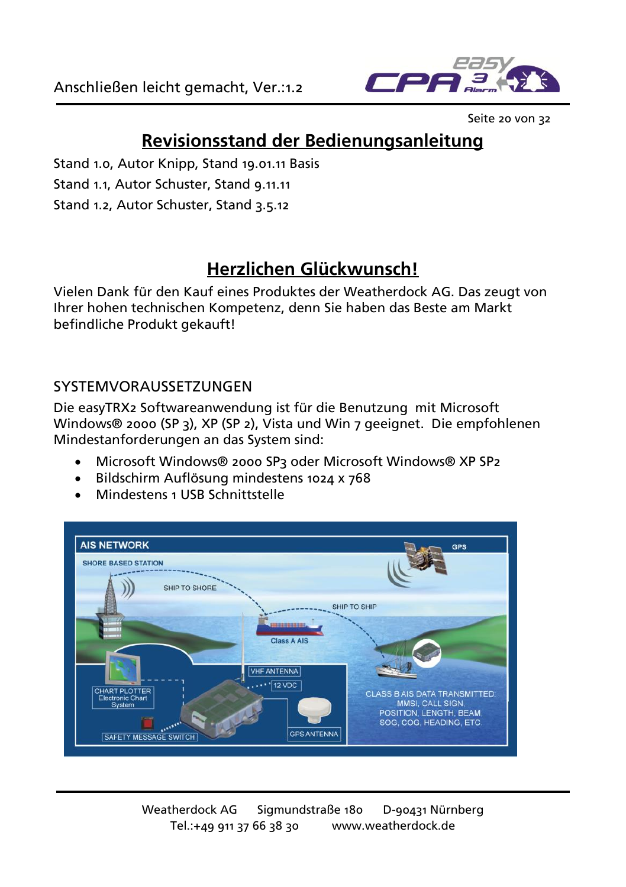## Revisionsstand der Bedienungsanleitung

Stand 1.0, Autor Knipp, Stand 19.01.11 Basis

Stand 1.1, Autor Schuster, Stand 9.11.11

Stand 1.2, Autor Schuster, Stand 3.5.12

## Herzlichen Glückwunsch!

Vielen Dank für den Kauf eines Produktes der Weatherdock AG. Das zeugt von Ihrer hohen technischen Kompetenz, denn Sie haben das Beste am Markt befindliche Produkt gekauft!

### SYSTEMVORAUSSETZUNGEN

Die easyTRX2 Softwareanwendung ist für die Benutzung mit Microsoft Windows® 2000 (SP 3), XP (SP 2), Vista und Win 7 geeignet. Die empfohlenen Mindestanforderungen an das System sind:

- Microsoft Windows® 2000 SP3 oder Microsoft Windows® XP SP2
- Bildschirm Auflösung mindestens 1024 x 768
- Mindestens 1 USB Schnittstelle

Weatherdock AG Sigmundstraße 180 D-90431 Nürnberg
Tel.:+49 911 37 66 38 30 www.weatherdock.de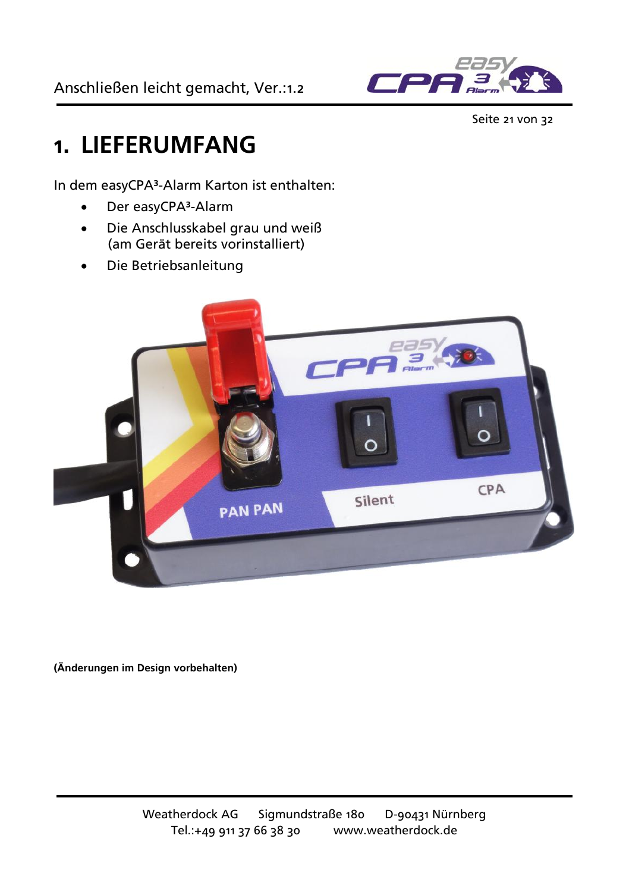# 1. LIEFERUMFANG

In dem easyCPA³-Alarm Karton ist enthalten:

- Der easyCPA³-Alarm
- Die Anschlusskabel grau und weiß
  (am Gerät bereits vorinstalliert)
- Die Betriebsanleitung

**(Änderungen im Design vorbehalten)**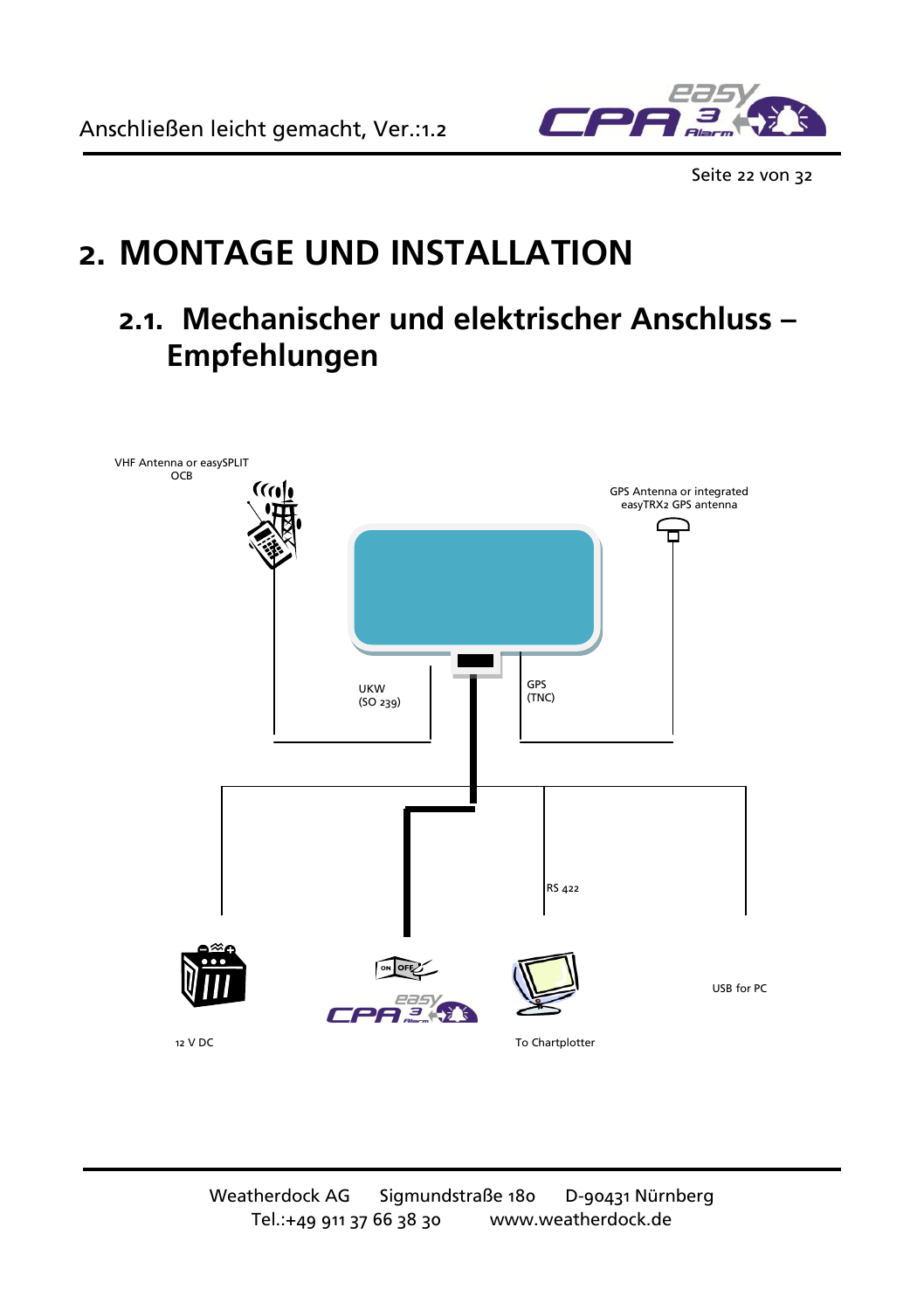# 2. MONTAGE UND INSTALLATION

## 2.1. Mechanischer und elektrischer Anschluss – Empfehlungen

VHF Antenna or easySPLIT OCB

GPS Antenna or integrated easyTRX2 GPS antenna

UKW (SO 239)

GPS (TNC)

RS 422

USB for PC

12 V DC

To Chartplotter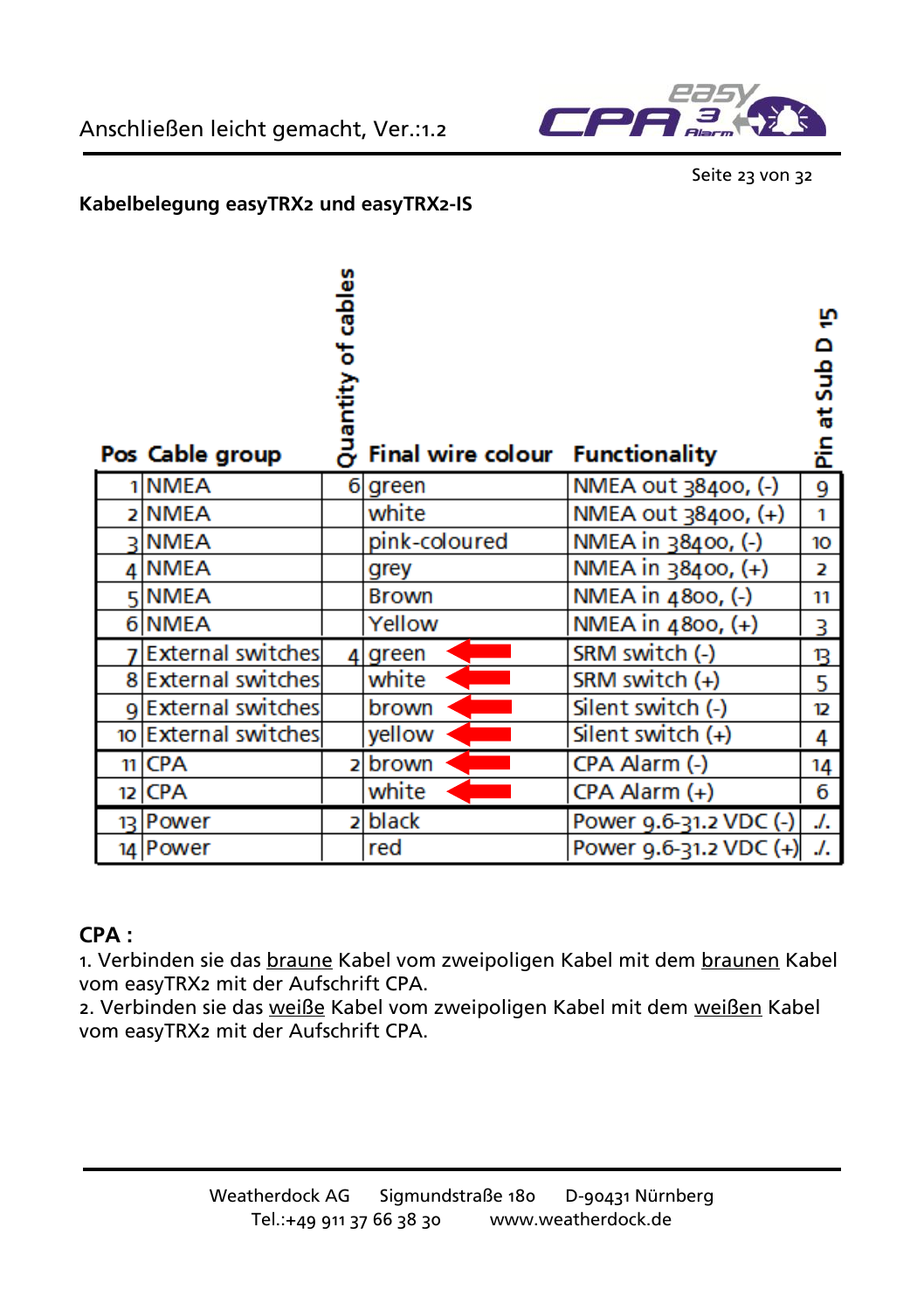**Kabelbelegung easyTRX2 und easyTRX2-IS**

| Pos | Cable group | Quantity of cables | Final wire colour | Functionality | Pin at Sub D 15 |
|---|---|---|---|---|---|
| 1 | NMEA | 6 | green | NMEA out 38400, (-) | 9 |
| 2 | NMEA | | white | NMEA out 38400, (+) | 1 |
| 3 | NMEA | | pink-coloured | NMEA in 38400, (-) | 10 |
| 4 | NMEA | | grey | NMEA in 38400, (+) | 2 |
| 5 | NMEA | | Brown | NMEA in 4800, (-) | 11 |
| 6 | NMEA | | Yellow | NMEA in 4800, (+) | 3 |
| 7 | External switches | 4 | green | SRM switch (-) | 13 |
| 8 | External switches | | white | SRM switch (+) | 5 |
| 9 | External switches | | brown | Silent switch (-) | 12 |
| 10 | External switches | | yellow | Silent switch (+) | 4 |
| 11 | CPA | 2 | brown | CPA Alarm (-) | 14 |
| 12 | CPA | | white | CPA Alarm (+) | 6 |
| 13 | Power | 2 | black | Power 9.6-31.2 VDC (-) | ./. |
| 14 | Power | | red | Power 9.6-31.2 VDC (+) | ./. |

**CPA :**

1. Verbinden sie das braune Kabel vom zweipoligen Kabel mit dem braunen Kabel vom easyTRX2 mit der Aufschrift CPA.
2. Verbinden sie das weiße Kabel vom zweipoligen Kabel mit dem weißen Kabel vom easyTRX2 mit der Aufschrift CPA.

Weatherdock AG Sigmundstraße 180 D-90431 Nürnberg
Tel.:+49 911 37 66 38 30 www.weatherdock.de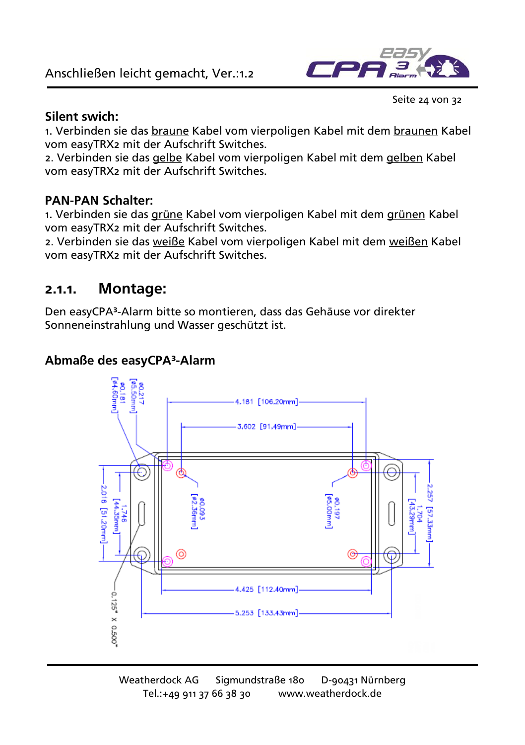**Silent swich:**

1. Verbinden sie das braune Kabel vom vierpoligen Kabel mit dem braunen Kabel vom easyTRX2 mit der Aufschrift Switches.
2. Verbinden sie das gelbe Kabel vom vierpoligen Kabel mit dem gelben Kabel vom easyTRX2 mit der Aufschrift Switches.

**PAN-PAN Schalter:**

1. Verbinden sie das grüne Kabel vom vierpoligen Kabel mit dem grünen Kabel vom easyTRX2 mit der Aufschrift Switches.
2. Verbinden sie das weiße Kabel vom vierpoligen Kabel mit dem weißen Kabel vom easyTRX2 mit der Aufschrift Switches.

### 2.1.1. Montage:

Den easyCPA³-Alarm bitte so montieren, dass das Gehäuse vor direkter Sonneneinstrahlung und Wasser geschützt ist.

**Abmaße des easyCPA³-Alarm**

ø0.217 [ø5.50mm]
ø0.181 [ø4.60mm]
4.181 [106.20mm]
3.602 [91.49mm]
ø0.093 [ø2.36mm]
ø0.197 [ø5.00mm]
2.016 [51.20mm]
1.746 [44.35mm]
1.704 [43.29mm]
2.257 [57.33mm]
4.425 [112.40mm]
5.253 [133.43mm]
0.125" x 0.500"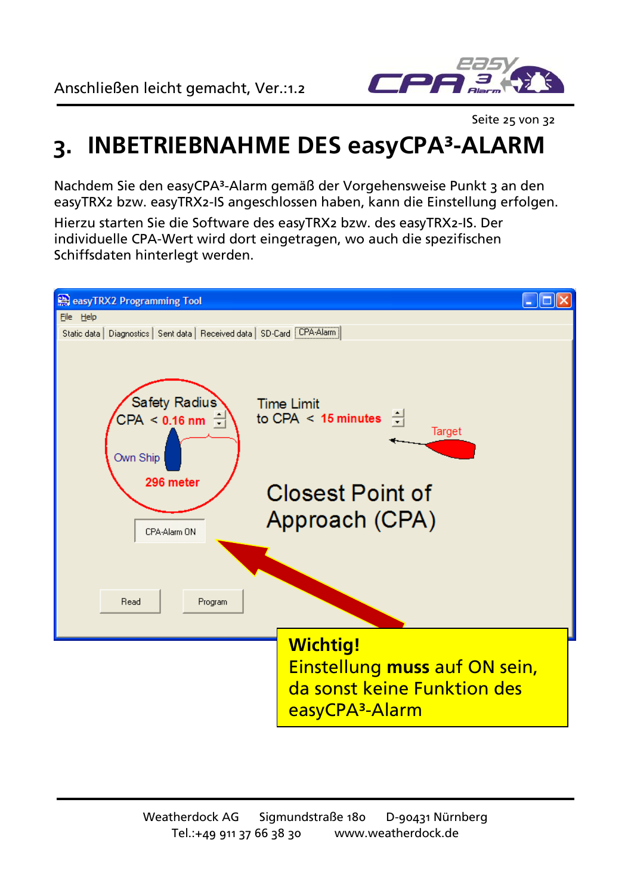# 3. INBETRIEBNAHME DES easyCPA³-ALARM

Nachdem Sie den easyCPA³-Alarm gemäß der Vorgehensweise Punkt 3 an den easyTRX2 bzw. easyTRX2-IS angeschlossen haben, kann die Einstellung erfolgen.

Hierzu starten Sie die Software des easyTRX2 bzw. des easyTRX2-IS. Der individuelle CPA-Wert wird dort eingetragen, wo auch die spezifischen Schiffsdaten hinterlegt werden.

**Wichtig!**
Einstellung **muss** auf ON sein, da sonst keine Funktion des easyCPA³-Alarm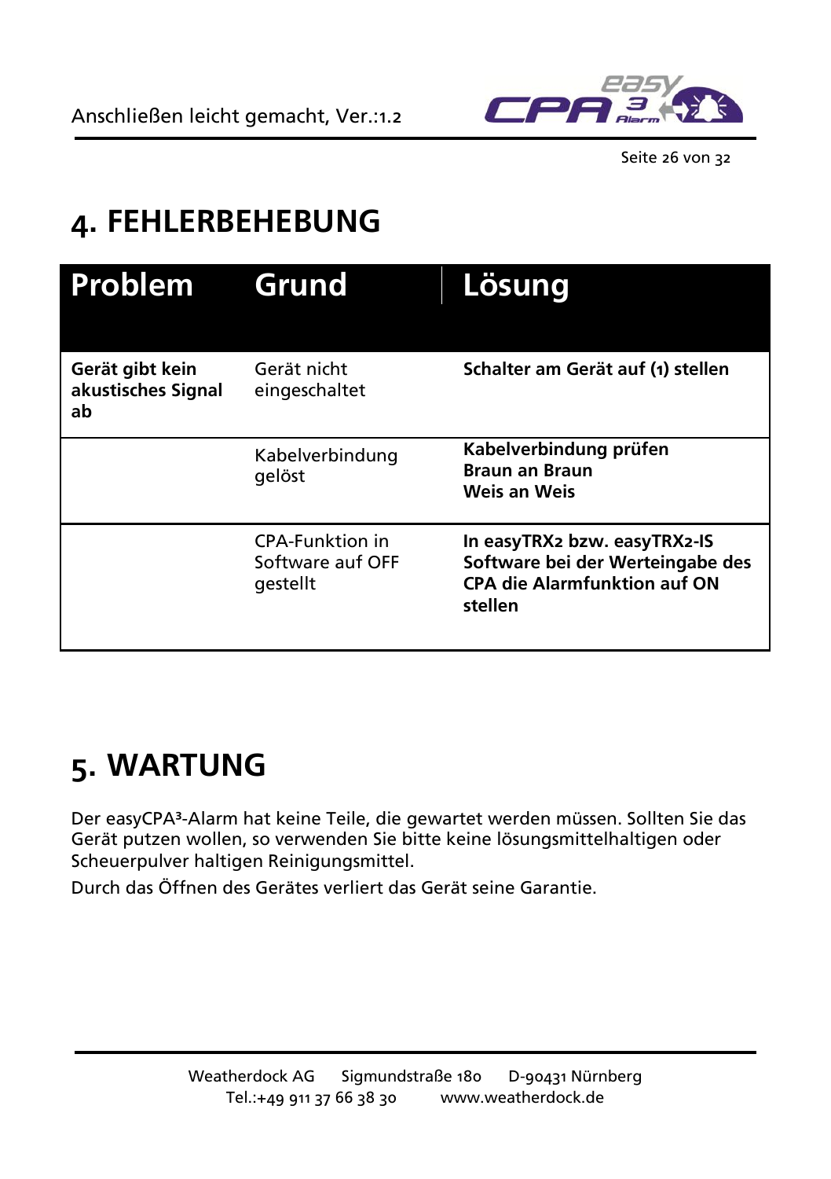# 4. FEHLERBEHEBUNG

| Problem | Grund | Lösung |
|---|---|---|
| **Gerät gibt kein akustisches Signal ab** | Gerät nicht eingeschaltet | **Schalter am Gerät auf (1) stellen** |
| | Kabelverbindung gelöst | **Kabelverbindung prüfen**<br>**Braun an Braun**<br>**Weis an Weis** |
| | CPA-Funktion in Software auf OFF gestellt | **In easyTRX2 bzw. easyTRX2-IS Software bei der Werteingabe des CPA die Alarmfunktion auf ON stellen** |

# 5. WARTUNG

Der easyCPA³-Alarm hat keine Teile, die gewartet werden müssen. Sollten Sie das Gerät putzen wollen, so verwenden Sie bitte keine lösungsmittelhaltigen oder Scheuerpulver haltigen Reinigungsmittel.

Durch das Öffnen des Gerätes verliert das Gerät seine Garantie.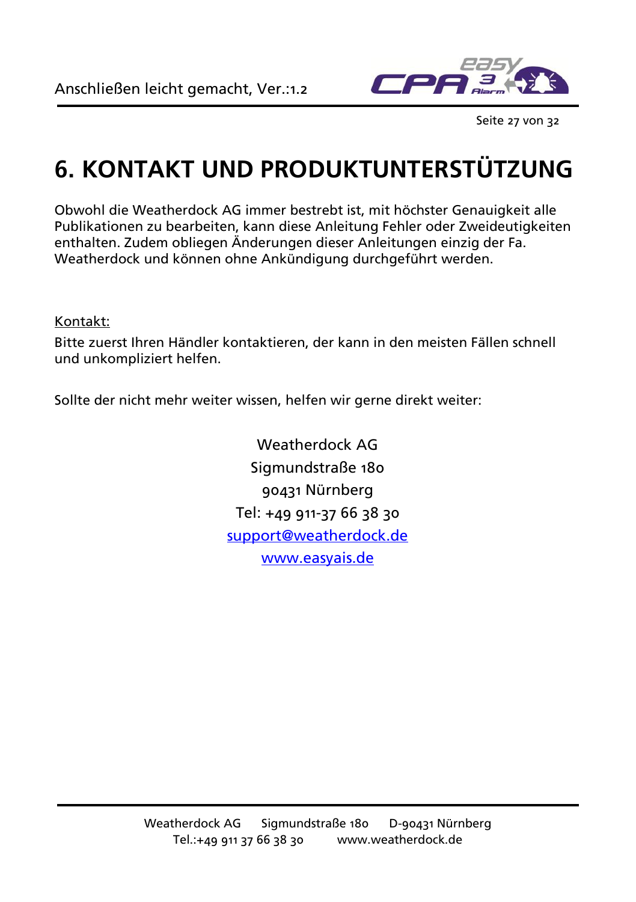# 6. KONTAKT UND PRODUKTUNTERSTÜTZUNG

Obwohl die Weatherdock AG immer bestrebt ist, mit höchster Genauigkeit alle Publikationen zu bearbeiten, kann diese Anleitung Fehler oder Zweideutigkeiten enthalten. Zudem obliegen Änderungen dieser Anleitungen einzig der Fa. Weatherdock und können ohne Ankündigung durchgeführt werden.

Kontakt:

Bitte zuerst Ihren Händler kontaktieren, der kann in den meisten Fällen schnell und unkompliziert helfen.

Sollte der nicht mehr weiter wissen, helfen wir gerne direkt weiter:

Weatherdock AG
Sigmundstraße 180
90431 Nürnberg
Tel: +49 911-37 66 38 30
support@weatherdock.de
www.easyais.de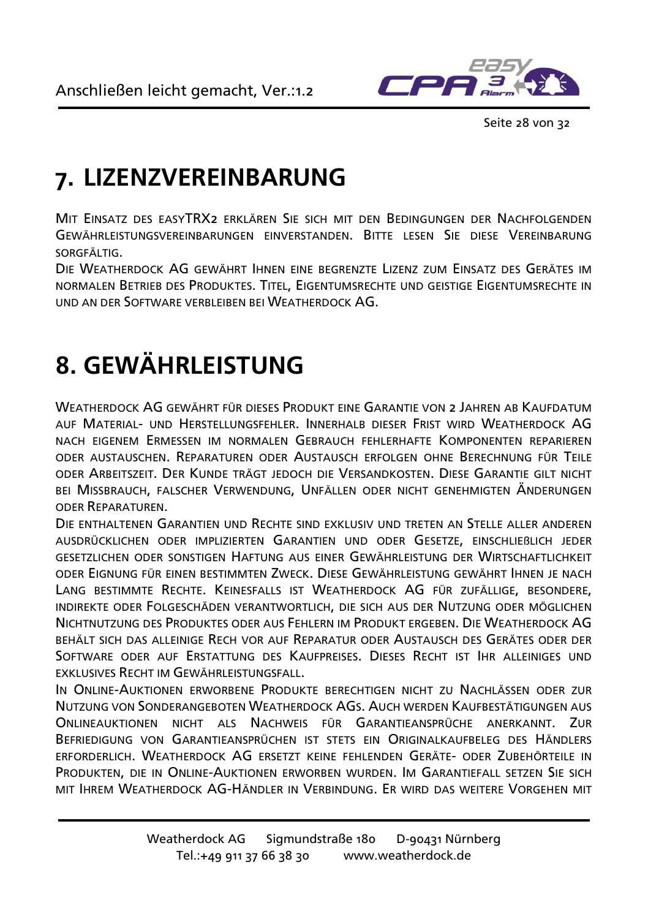# 7. LIZENZVEREINBARUNG

MIT EINSATZ DES EASYTRX2 ERKLÄREN SIE SICH MIT DEN BEDINGUNGEN DER NACHFOLGENDEN GEWÄHRLEISTUNGSVEREINBARUNGEN EINVERSTANDEN. BITTE LESEN SIE DIESE VEREINBARUNG SORGFÄLTIG.

DIE WEATHERDOCK AG GEWÄHRT IHNEN EINE BEGRENZTE LIZENZ ZUM EINSATZ DES GERÄTES IM NORMALEN BETRIEB DES PRODUKTES. TITEL, EIGENTUMSRECHTE UND GEISTIGE EIGENTUMSRECHTE IN UND AN DER SOFTWARE VERBLEIBEN BEI WEATHERDOCK AG.

# 8. GEWÄHRLEISTUNG

WEATHERDOCK AG GEWÄHRT FÜR DIESES PRODUKT EINE GARANTIE VON 2 JAHREN AB KAUFDATUM AUF MATERIAL- UND HERSTELLUNGSFEHLER. INNERHALB DIESER FRIST WIRD WEATHERDOCK AG NACH EIGENEM ERMESSEN IM NORMALEN GEBRAUCH FEHLERHAFTE KOMPONENTEN REPARIEREN ODER AUSTAUSCHEN. REPARATUREN ODER AUSTAUSCH ERFOLGEN OHNE BERECHNUNG FÜR TEILE ODER ARBEITSZEIT. DER KUNDE TRÄGT JEDOCH DIE VERSANDKOSTEN. DIESE GARANTIE GILT NICHT BEI MISSBRAUCH, FALSCHER VERWENDUNG, UNFÄLLEN ODER NICHT GENEHMIGTEN ÄNDERUNGEN ODER REPARATUREN.

DIE ENTHALTENEN GARANTIEN UND RECHTE SIND EXKLUSIV UND TRETEN AN STELLE ALLER ANDEREN AUSDRÜCKLICHEN ODER IMPLIZIERTEN GARANTIEN UND ODER GESETZE, EINSCHLIEßLICH JEDER GESETZLICHEN ODER SONSTIGEN HAFTUNG AUS EINER GEWÄHRLEISTUNG DER WIRTSCHAFTLICHKEIT ODER EIGNUNG FÜR EINEN BESTIMMTEN ZWECK. DIESE GEWÄHRLEISTUNG GEWÄHRT IHNEN JE NACH LANG BESTIMMTE RECHTE. KEINESFALLS IST WEATHERDOCK AG FÜR ZUFÄLLIGE, BESONDERE, INDIREKTE ODER FOLGESCHÄDEN VERANTWORTLICH, DIE SICH AUS DER NUTZUNG ODER MÖGLICHEN NICHTNUTZUNG DES PRODUKTES ODER AUS FEHLERN IM PRODUKT ERGEBEN. DIE WEATHERDOCK AG BEHÄLT SICH DAS ALLEINIGE RECH VOR AUF REPARATUR ODER AUSTAUSCH DES GERÄTES ODER DER SOFTWARE ODER AUF ERSTATTUNG DES KAUFPREISES. DIESES RECHT IST IHR ALLEINIGES UND EXKLUSIVES RECHT IM GEWÄHRLEISTUNGSFALL.

IN ONLINE-AUKTIONEN ERWORBENE PRODUKTE BERECHTIGEN NICHT ZU NACHLÄSSEN ODER ZUR NUTZUNG VON SONDERANGEBOTEN WEATHERDOCK AGS. AUCH WERDEN KAUFBESTÄTIGUNGEN AUS ONLINEAUKTIONEN NICHT ALS NACHWEIS FÜR GARANTIEANSPRÜCHE ANERKANNT. ZUR BEFRIEDIGUNG VON GARANTIEANSPRÜCHEN IST STETS EIN ORIGINALKAUFBELEG DES HÄNDLERS ERFORDERLICH. WEATHERDOCK AG ERSETZT KEINE FEHLENDEN GERÄTE- ODER ZUBEHÖRTEILE IN PRODUKTEN, DIE IN ONLINE-AUKTIONEN ERWORBEN WURDEN. IM GARANTIEFALL SETZEN SIE SICH MIT IHREM WEATHERDOCK AG-HÄNDLER IN VERBINDUNG. ER WIRD DAS WEITERE VORGEHEN MIT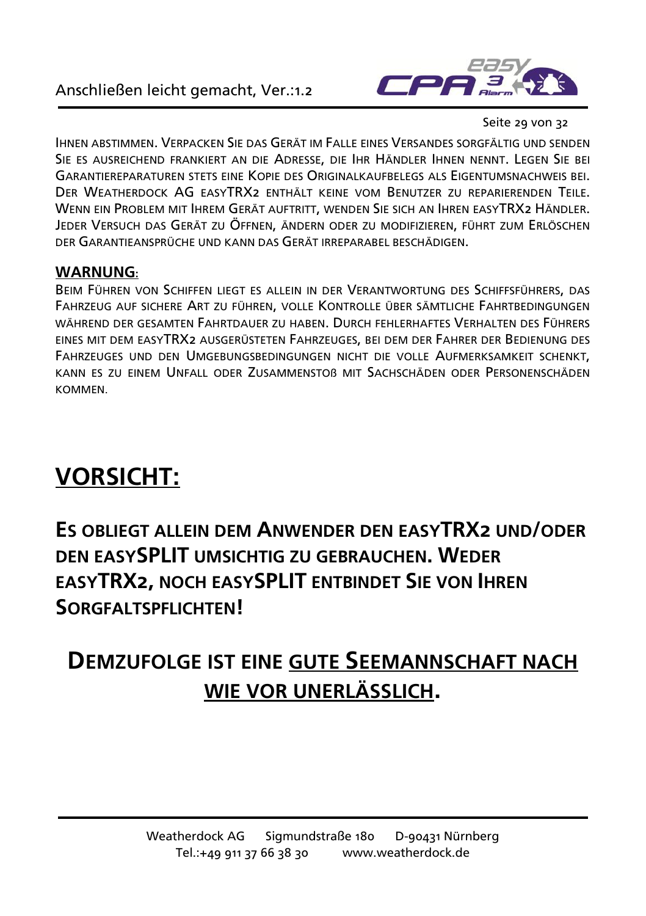Ihnen abstimmen. Verpacken Sie das Gerät im Falle eines Versandes sorgfältig und senden Sie es ausreichend frankiert an die Adresse, die Ihr Händler Ihnen nennt. Legen Sie bei Garantiereparaturen stets eine Kopie des Originalkaufbelegs als Eigentumsnachweis bei. Der Weatherdock AG easyTRX2 enthält keine vom Benutzer zu reparierenden Teile. Wenn ein Problem mit Ihrem Gerät auftritt, wenden Sie sich an Ihren easyTRX2 Händler. Jeder Versuch das Gerät zu Öffnen, ändern oder zu modifizieren, führt zum Erlöschen der Garantieansprüche und kann das Gerät irreparabel beschädigen.

**WARNUNG:**

Beim Führen von Schiffen liegt es allein in der Verantwortung des Schiffsführers, das Fahrzeug auf sichere Art zu führen, volle Kontrolle über sämtliche Fahrtbedingungen während der gesamten Fahrtdauer zu haben. Durch fehlerhaftes Verhalten des Führers eines mit dem easyTRX2 ausgerüsteten Fahrzeuges, bei dem der Fahrer der Bedienung des Fahrzeuges und den Umgebungsbedingungen nicht die volle Aufmerksamkeit schenkt, kann es zu einem Unfall oder Zusammenstoß mit Sachschäden oder Personenschäden kommen.

# VORSICHT:

## Es obliegt allein dem Anwender den easyTRX2 und/oder den easySPLIT umsichtig zu gebrauchen. Weder easyTRX2, noch easySPLIT entbindet Sie von Ihren Sorgfaltspflichten!

## Demzufolge ist eine gute Seemannschaft nach wie vor unerlässlich.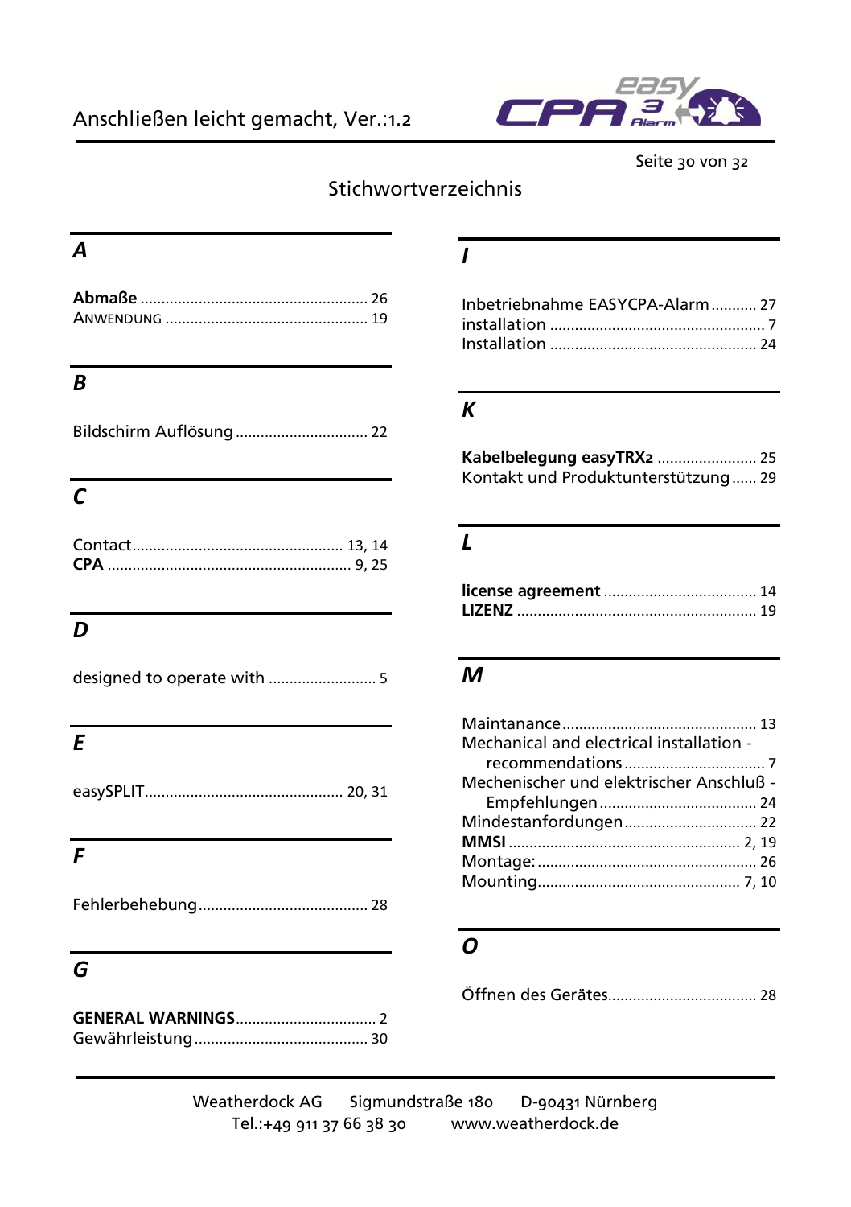# Stichwortverzeichnis

## A

**Abmaße** ........................................................ 26
ANWENDUNG ................................................. 19

## B

Bildschirm Auflösung ................................ 22

## C

Contact................................................... 13, 14
**CPA** ........................................................... 9, 25

## D

designed to operate with .......................... 5

## E

easySPLIT................................................ 20, 31

## F

Fehlerbehebung......................................... 28

## G

**GENERAL WARNINGS**.................................. 2
Gewährleistung.......................................... 30

## I

Inbetriebnahme EASYCPA-Alarm........... 27
installation ................................................... 7
Installation .................................................. 24

## K

**Kabelbelegung easyTRX2** ........................ 25
Kontakt und Produktunterstützung...... 29

## L

**license agreement** ..................................... 14
**LIZENZ** ......................................................... 19

## M

Maintanance.............................................. 13
Mechanical and electrical installation - recommendations ................................. 7
Mechenischer und elektrischer Anschluß - Empfehlungen ..................................... 24
Mindestanfordungen................................ 22
**MMSI** ....................................................... 2, 19
Montage:..................................................... 26
Mounting................................................ 7, 10

## O

Öffnen des Gerätes.................................... 28

Weatherdock AG    Sigmundstraße 180    D-90431 Nürnberg
Tel.:+49 911 37 66 38 30    www.weatherdock.de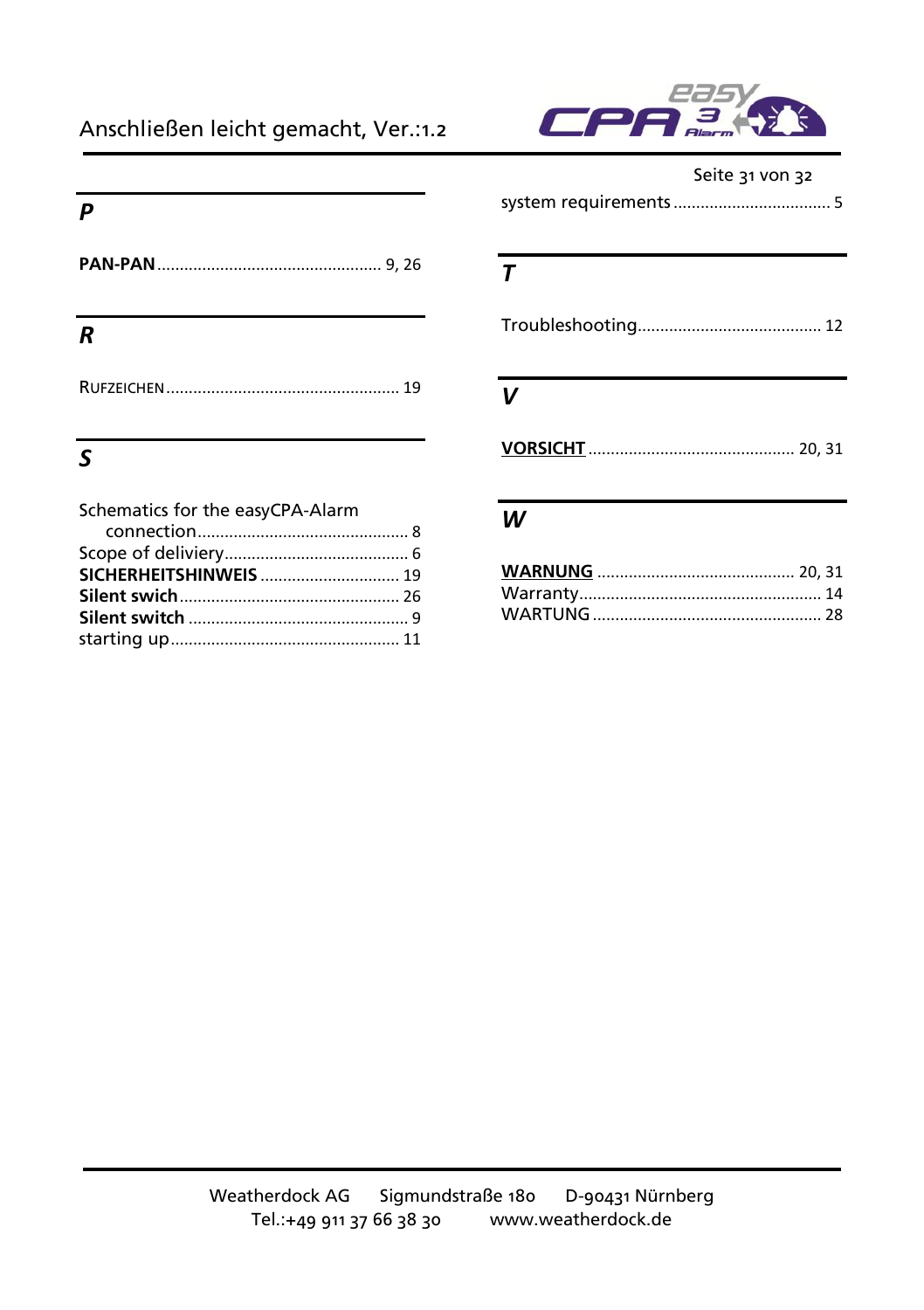## *P*

**PAN-PAN** .................................................. 9, 26

## *R*

RUFZEICHEN .................................................... 19

## *S*

Schematics for the easyCPA-Alarm connection ............................................... 8
Scope of deliviery ......................................... 6
**SICHERHEITSHINWEIS** ............................... 19
**Silent swich** ................................................ 26
**Silent switch** ................................................ 9
starting up .................................................. 11
system requirements .................................. 5

## *T*

Troubleshooting ......................................... 12

## *V*

**VORSICHT** ............................................ 20, 31

## *W*

**WARNUNG** ............................................ 20, 31
Warranty ..................................................... 14
WARTUNG ................................................... 28